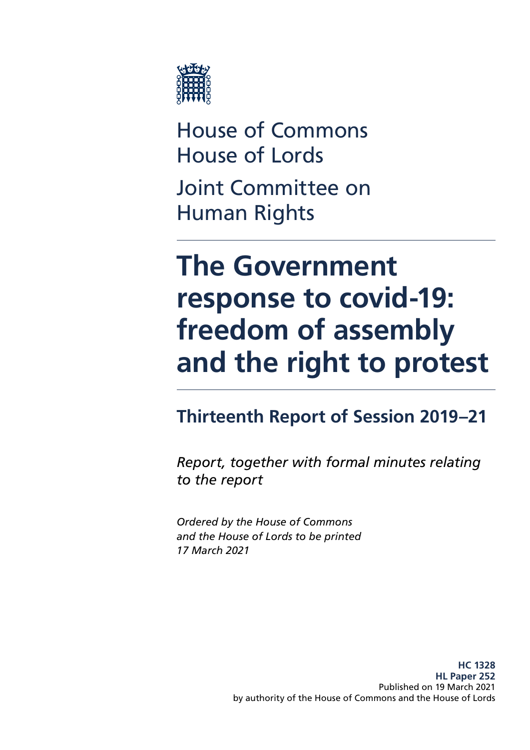House of Commons
House of Lords

Joint Committee on Human Rights

# The Government response to covid-19: freedom of assembly and the right to protest

## Thirteenth Report of Session 2019–21

*Report, together with formal minutes relating to the report*

*Ordered by the House of Commons and the House of Lords to be printed 17 March 2021*

**HC 1328**
**HL Paper 252**
Published on 19 March 2021
by authority of the House of Commons and the House of Lords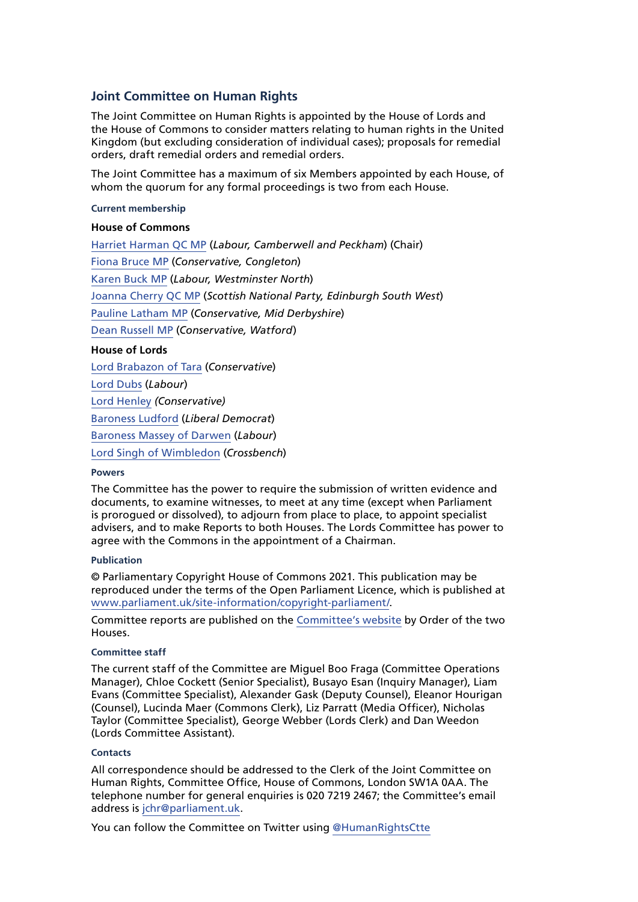## Joint Committee on Human Rights

The Joint Committee on Human Rights is appointed by the House of Lords and the House of Commons to consider matters relating to human rights in the United Kingdom (but excluding consideration of individual cases); proposals for remedial orders, draft remedial orders and remedial orders.

The Joint Committee has a maximum of six Members appointed by each House, of whom the quorum for any formal proceedings is two from each House.

#### Current membership

**House of Commons**

Harriet Harman QC MP (*Labour, Camberwell and Peckham*) (Chair)

Fiona Bruce MP (*Conservative, Congleton*)

Karen Buck MP (*Labour, Westminster North*)

Joanna Cherry QC MP (*Scottish National Party, Edinburgh South West*)

Pauline Latham MP (*Conservative, Mid Derbyshire*)

Dean Russell MP (*Conservative, Watford*)

**House of Lords**

Lord Brabazon of Tara (*Conservative*)

Lord Dubs (*Labour*)

Lord Henley *(Conservative)*

Baroness Ludford (*Liberal Democrat*)

Baroness Massey of Darwen (*Labour*)

Lord Singh of Wimbledon (*Crossbench*)

#### Powers

The Committee has the power to require the submission of written evidence and documents, to examine witnesses, to meet at any time (except when Parliament is prorogued or dissolved), to adjourn from place to place, to appoint specialist advisers, and to make Reports to both Houses. The Lords Committee has power to agree with the Commons in the appointment of a Chairman.

#### Publication

© Parliamentary Copyright House of Commons 2021. This publication may be reproduced under the terms of the Open Parliament Licence, which is published at www.parliament.uk/site-information/copyright-parliament/.

Committee reports are published on the Committee's website by Order of the two Houses.

#### Committee staff

The current staff of the Committee are Miguel Boo Fraga (Committee Operations Manager), Chloe Cockett (Senior Specialist), Busayo Esan (Inquiry Manager), Liam Evans (Committee Specialist), Alexander Gask (Deputy Counsel), Eleanor Hourigan (Counsel), Lucinda Maer (Commons Clerk), Liz Parratt (Media Officer), Nicholas Taylor (Committee Specialist), George Webber (Lords Clerk) and Dan Weedon (Lords Committee Assistant).

#### Contacts

All correspondence should be addressed to the Clerk of the Joint Committee on Human Rights, Committee Office, House of Commons, London SW1A 0AA. The telephone number for general enquiries is 020 7219 2467; the Committee's email address is jchr@parliament.uk.

You can follow the Committee on Twitter using @HumanRightsCtte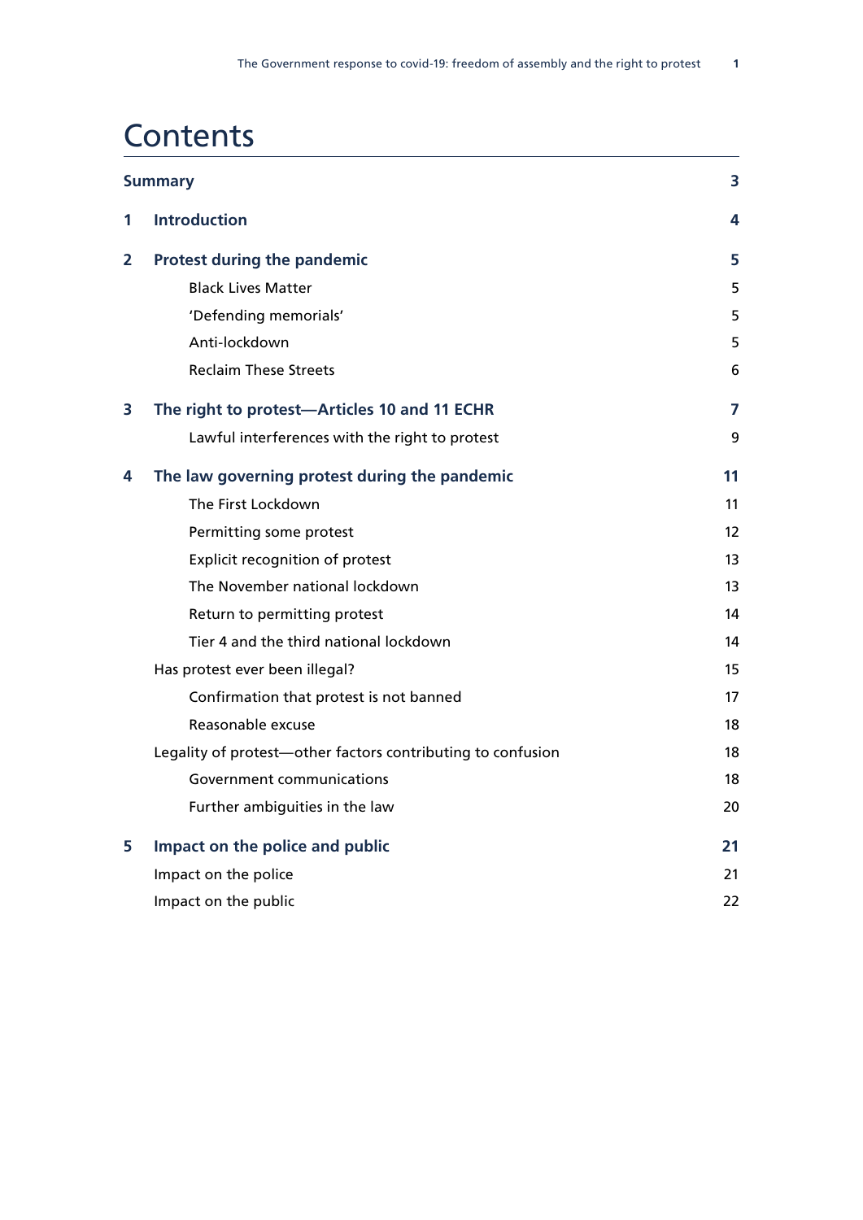# Contents

| | | |
|---|---|---|
| **Summary** | | **3** |
| **1** | **Introduction** | **4** |
| **2** | **Protest during the pandemic** | **5** |
| | Black Lives Matter | 5 |
| | 'Defending memorials' | 5 |
| | Anti-lockdown | 5 |
| | Reclaim These Streets | 6 |
| **3** | **The right to protest—Articles 10 and 11 ECHR** | **7** |
| | Lawful interferences with the right to protest | 9 |
| **4** | **The law governing protest during the pandemic** | **11** |
| | The First Lockdown | 11 |
| | Permitting some protest | 12 |
| | Explicit recognition of protest | 13 |
| | The November national lockdown | 13 |
| | Return to permitting protest | 14 |
| | Tier 4 and the third national lockdown | 14 |
| | Has protest ever been illegal? | 15 |
| | Confirmation that protest is not banned | 17 |
| | Reasonable excuse | 18 |
| | Legality of protest—other factors contributing to confusion | 18 |
| | Government communications | 18 |
| | Further ambiguities in the law | 20 |
| **5** | **Impact on the police and public** | **21** |
| | Impact on the police | 21 |
| | Impact on the public | 22 |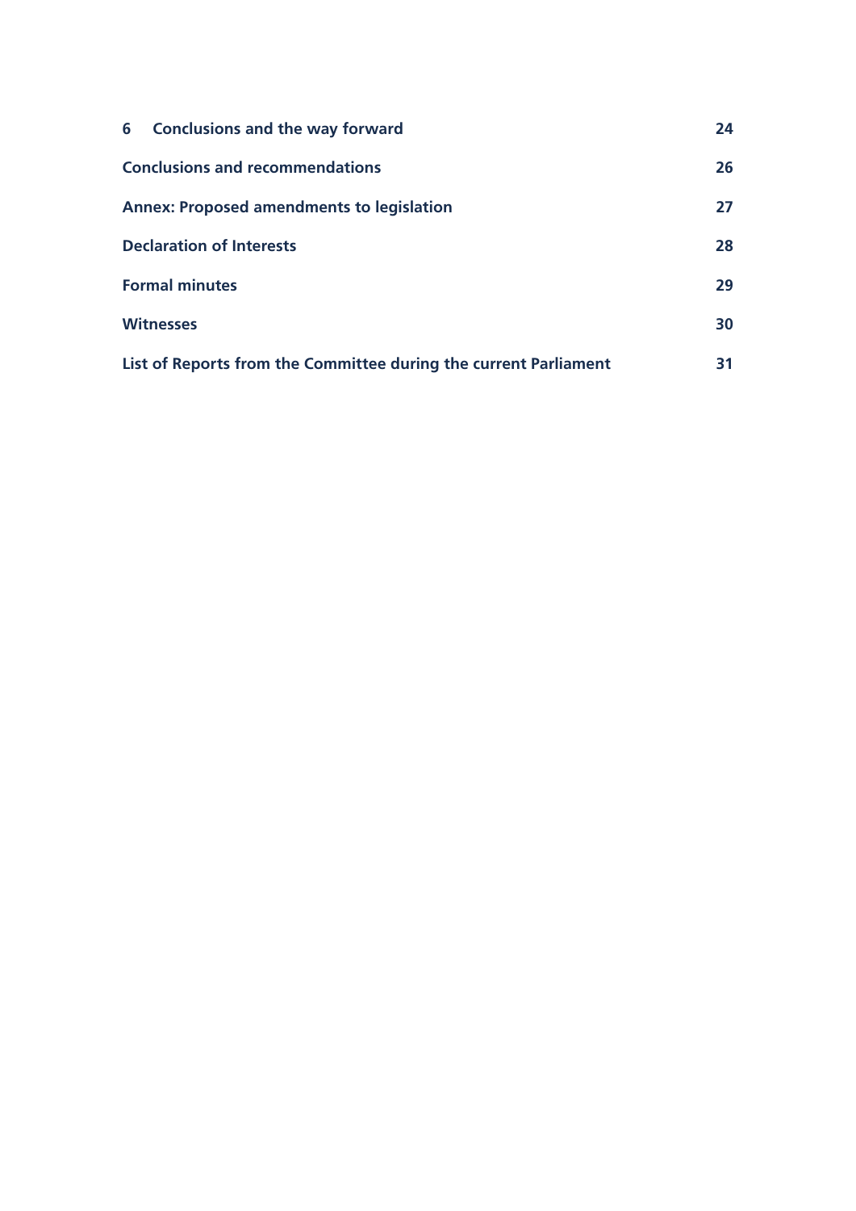| | |
|---|---|
| **6 Conclusions and the way forward** | **24** |
| **Conclusions and recommendations** | **26** |
| **Annex: Proposed amendments to legislation** | **27** |
| **Declaration of Interests** | **28** |
| **Formal minutes** | **29** |
| **Witnesses** | **30** |
| **List of Reports from the Committee during the current Parliament** | **31** |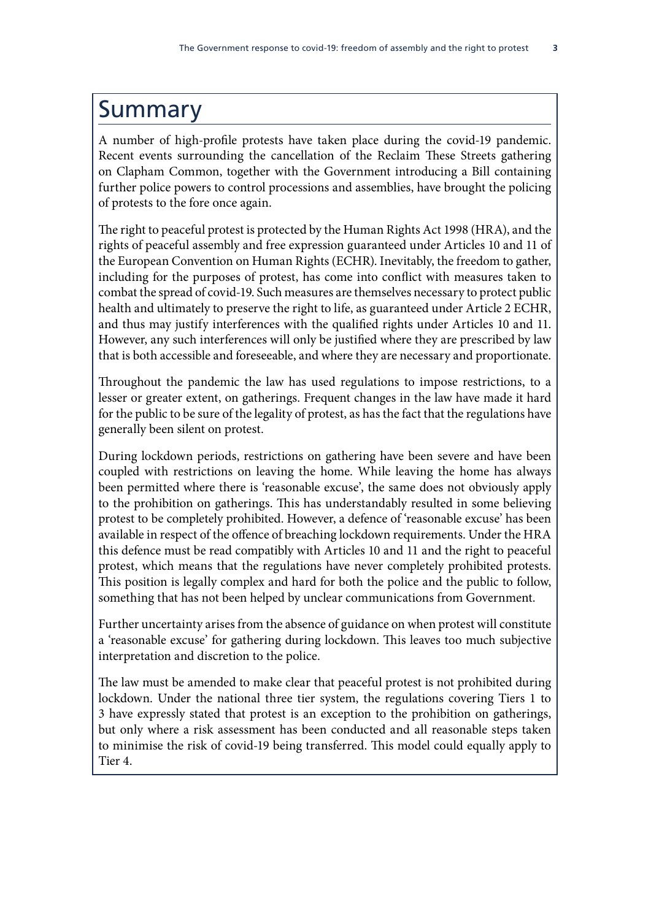# Summary

A number of high-profile protests have taken place during the covid-19 pandemic. Recent events surrounding the cancellation of the Reclaim These Streets gathering on Clapham Common, together with the Government introducing a Bill containing further police powers to control processions and assemblies, have brought the policing of protests to the fore once again.

The right to peaceful protest is protected by the Human Rights Act 1998 (HRA), and the rights of peaceful assembly and free expression guaranteed under Articles 10 and 11 of the European Convention on Human Rights (ECHR). Inevitably, the freedom to gather, including for the purposes of protest, has come into conflict with measures taken to combat the spread of covid-19. Such measures are themselves necessary to protect public health and ultimately to preserve the right to life, as guaranteed under Article 2 ECHR, and thus may justify interferences with the qualified rights under Articles 10 and 11. However, any such interferences will only be justified where they are prescribed by law that is both accessible and foreseeable, and where they are necessary and proportionate.

Throughout the pandemic the law has used regulations to impose restrictions, to a lesser or greater extent, on gatherings. Frequent changes in the law have made it hard for the public to be sure of the legality of protest, as has the fact that the regulations have generally been silent on protest.

During lockdown periods, restrictions on gathering have been severe and have been coupled with restrictions on leaving the home. While leaving the home has always been permitted where there is 'reasonable excuse', the same does not obviously apply to the prohibition on gatherings. This has understandably resulted in some believing protest to be completely prohibited. However, a defence of 'reasonable excuse' has been available in respect of the offence of breaching lockdown requirements. Under the HRA this defence must be read compatibly with Articles 10 and 11 and the right to peaceful protest, which means that the regulations have never completely prohibited protests. This position is legally complex and hard for both the police and the public to follow, something that has not been helped by unclear communications from Government.

Further uncertainty arises from the absence of guidance on when protest will constitute a 'reasonable excuse' for gathering during lockdown. This leaves too much subjective interpretation and discretion to the police.

The law must be amended to make clear that peaceful protest is not prohibited during lockdown. Under the national three tier system, the regulations covering Tiers 1 to 3 have expressly stated that protest is an exception to the prohibition on gatherings, but only where a risk assessment has been conducted and all reasonable steps taken to minimise the risk of covid-19 being transferred. This model could equally apply to Tier 4.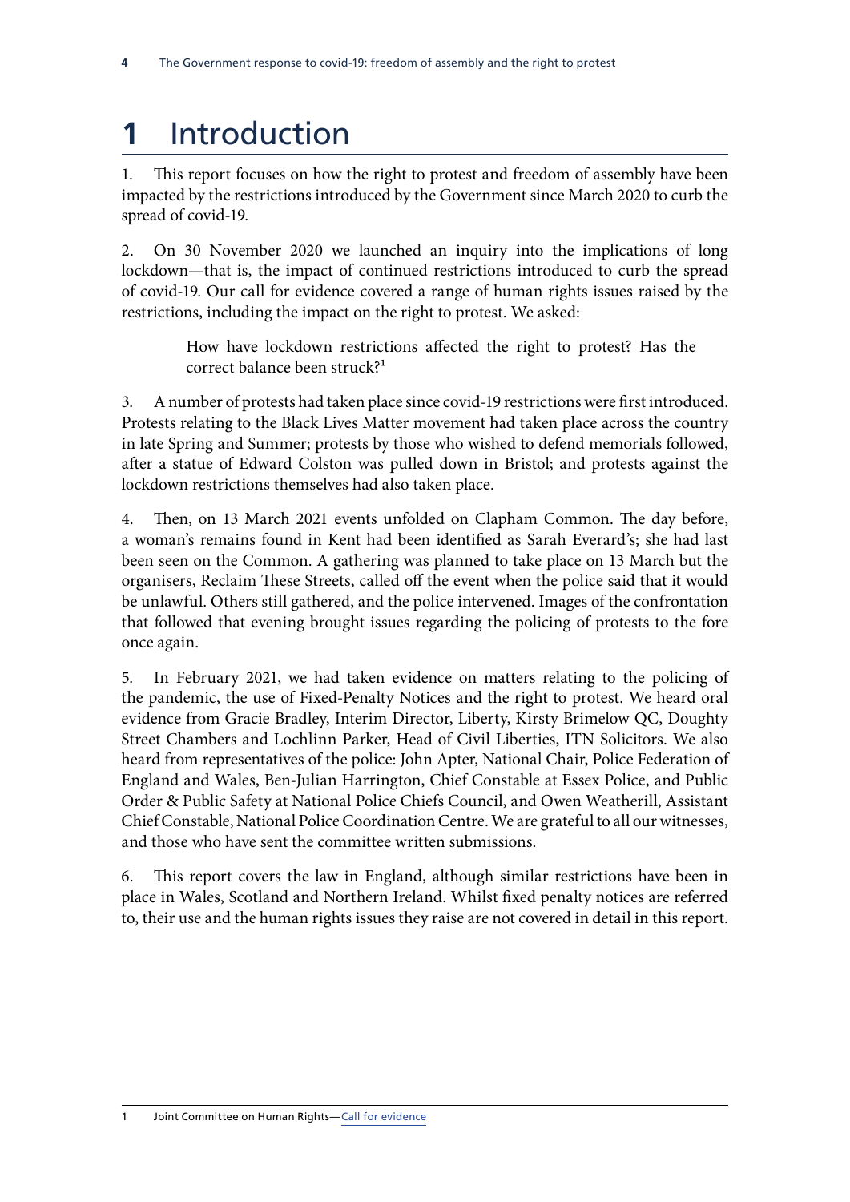# 1 Introduction

1. This report focuses on how the right to protest and freedom of assembly have been impacted by the restrictions introduced by the Government since March 2020 to curb the spread of covid-19.

2. On 30 November 2020 we launched an inquiry into the implications of long lockdown—that is, the impact of continued restrictions introduced to curb the spread of covid-19. Our call for evidence covered a range of human rights issues raised by the restrictions, including the impact on the right to protest. We asked:

> How have lockdown restrictions affected the right to protest? Has the correct balance been struck?[1]

3. A number of protests had taken place since covid-19 restrictions were first introduced. Protests relating to the Black Lives Matter movement had taken place across the country in late Spring and Summer; protests by those who wished to defend memorials followed, after a statue of Edward Colston was pulled down in Bristol; and protests against the lockdown restrictions themselves had also taken place.

4. Then, on 13 March 2021 events unfolded on Clapham Common. The day before, a woman's remains found in Kent had been identified as Sarah Everard's; she had last been seen on the Common. A gathering was planned to take place on 13 March but the organisers, Reclaim These Streets, called off the event when the police said that it would be unlawful. Others still gathered, and the police intervened. Images of the confrontation that followed that evening brought issues regarding the policing of protests to the fore once again.

5. In February 2021, we had taken evidence on matters relating to the policing of the pandemic, the use of Fixed-Penalty Notices and the right to protest. We heard oral evidence from Gracie Bradley, Interim Director, Liberty, Kirsty Brimelow QC, Doughty Street Chambers and Lochlinn Parker, Head of Civil Liberties, ITN Solicitors. We also heard from representatives of the police: John Apter, National Chair, Police Federation of England and Wales, Ben-Julian Harrington, Chief Constable at Essex Police, and Public Order & Public Safety at National Police Chiefs Council, and Owen Weatherill, Assistant Chief Constable, National Police Coordination Centre. We are grateful to all our witnesses, and those who have sent the committee written submissions.

6. This report covers the law in England, although similar restrictions have been in place in Wales, Scotland and Northern Ireland. Whilst fixed penalty notices are referred to, their use and the human rights issues they raise are not covered in detail in this report.

1 Joint Committee on Human Rights—Call for evidence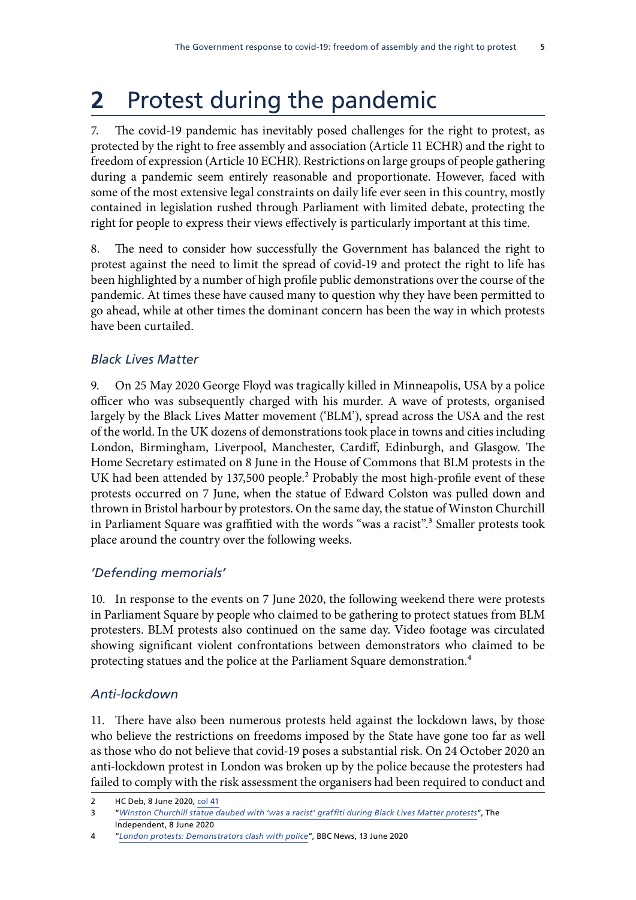# 2 Protest during the pandemic

7. The covid-19 pandemic has inevitably posed challenges for the right to protest, as protected by the right to free assembly and association (Article 11 ECHR) and the right to freedom of expression (Article 10 ECHR). Restrictions on large groups of people gathering during a pandemic seem entirely reasonable and proportionate. However, faced with some of the most extensive legal constraints on daily life ever seen in this country, mostly contained in legislation rushed through Parliament with limited debate, protecting the right for people to express their views effectively is particularly important at this time.

8. The need to consider how successfully the Government has balanced the right to protest against the need to limit the spread of covid-19 and protect the right to life has been highlighted by a number of high profile public demonstrations over the course of the pandemic. At times these have caused many to question why they have been permitted to go ahead, while at other times the dominant concern has been the way in which protests have been curtailed.

### *Black Lives Matter*

9. On 25 May 2020 George Floyd was tragically killed in Minneapolis, USA by a police officer who was subsequently charged with his murder. A wave of protests, organised largely by the Black Lives Matter movement ('BLM'), spread across the USA and the rest of the world. In the UK dozens of demonstrations took place in towns and cities including London, Birmingham, Liverpool, Manchester, Cardiff, Edinburgh, and Glasgow. The Home Secretary estimated on 8 June in the House of Commons that BLM protests in the UK had been attended by 137,500 people.[2] Probably the most high-profile event of these protests occurred on 7 June, when the statue of Edward Colston was pulled down and thrown in Bristol harbour by protestors. On the same day, the statue of Winston Churchill in Parliament Square was graffitied with the words "was a racist".[3] Smaller protests took place around the country over the following weeks.

### *'Defending memorials'*

10. In response to the events on 7 June 2020, the following weekend there were protests in Parliament Square by people who claimed to be gathering to protect statues from BLM protesters. BLM protests also continued on the same day. Video footage was circulated showing significant violent confrontations between demonstrators who claimed to be protecting statues and the police at the Parliament Square demonstration.[4]

### *Anti-lockdown*

11. There have also been numerous protests held against the lockdown laws, by those who believe the restrictions on freedoms imposed by the State have gone too far as well as those who do not believe that covid-19 poses a substantial risk. On 24 October 2020 an anti-lockdown protest in London was broken up by the police because the protesters had failed to comply with the risk assessment the organisers had been required to conduct and

---

2 HC Deb, 8 June 2020, col 41

3 "*Winston Churchill statue daubed with 'was a racist' graffiti during Black Lives Matter protests*", The Independent, 8 June 2020

4 "*London protests: Demonstrators clash with police*", BBC News, 13 June 2020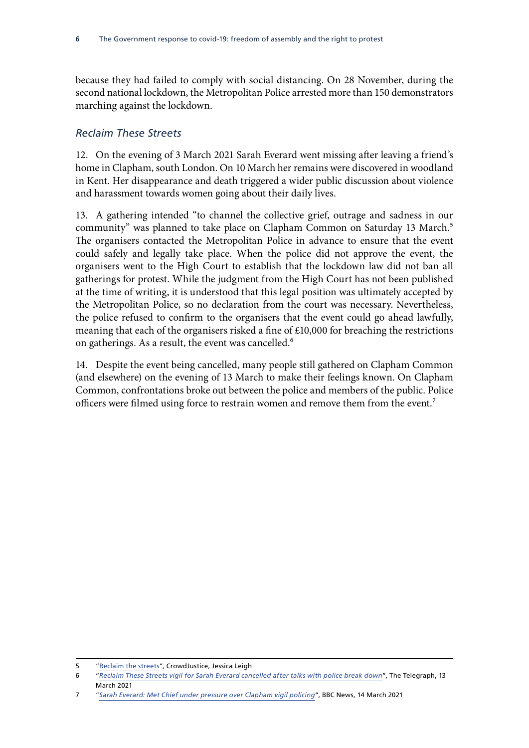because they had failed to comply with social distancing. On 28 November, during the second national lockdown, the Metropolitan Police arrested more than 150 demonstrators marching against the lockdown.

### *Reclaim These Streets*

12. On the evening of 3 March 2021 Sarah Everard went missing after leaving a friend's home in Clapham, south London. On 10 March her remains were discovered in woodland in Kent. Her disappearance and death triggered a wider public discussion about violence and harassment towards women going about their daily lives.

13. A gathering intended "to channel the collective grief, outrage and sadness in our community" was planned to take place on Clapham Common on Saturday 13 March.[5] The organisers contacted the Metropolitan Police in advance to ensure that the event could safely and legally take place. When the police did not approve the event, the organisers went to the High Court to establish that the lockdown law did not ban all gatherings for protest. While the judgment from the High Court has not been published at the time of writing, it is understood that this legal position was ultimately accepted by the Metropolitan Police, so no declaration from the court was necessary. Nevertheless, the police refused to confirm to the organisers that the event could go ahead lawfully, meaning that each of the organisers risked a fine of £10,000 for breaching the restrictions on gatherings. As a result, the event was cancelled.[6]

14. Despite the event being cancelled, many people still gathered on Clapham Common (and elsewhere) on the evening of 13 March to make their feelings known. On Clapham Common, confrontations broke out between the police and members of the public. Police officers were filmed using force to restrain women and remove them from the event.[7]

---

5 "Reclaim the streets", CrowdJustice, Jessica Leigh

6 "*Reclaim These Streets vigil for Sarah Everard cancelled after talks with police break down*", The Telegraph, 13 March 2021

7 "*Sarah Everard: Met Chief under pressure over Clapham vigil policing*", BBC News, 14 March 2021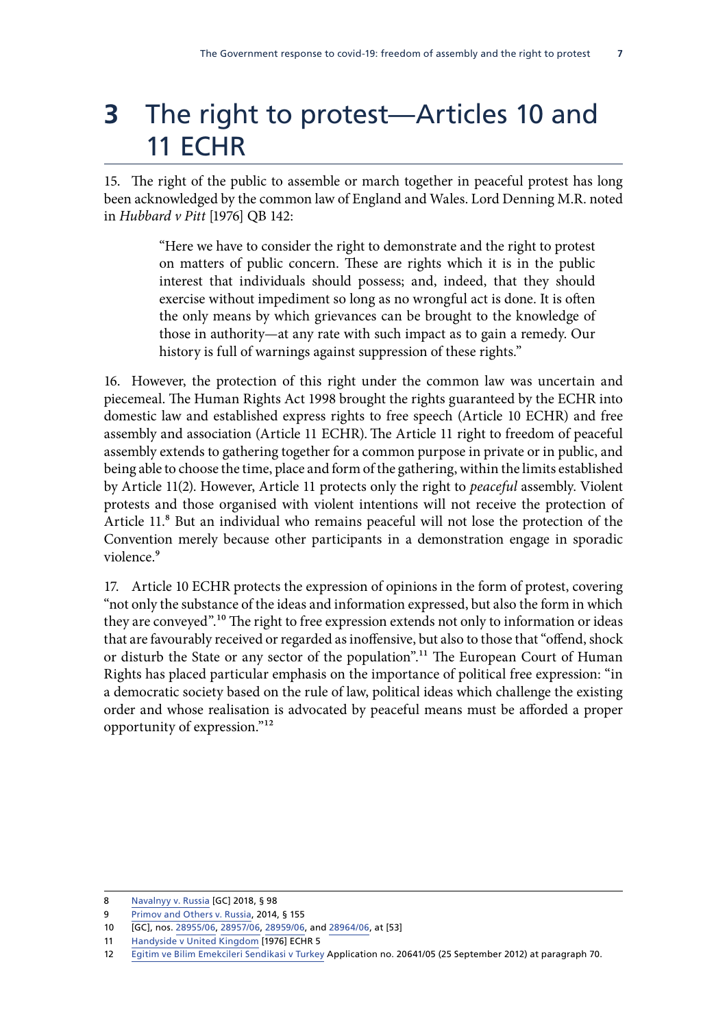# 3 The right to protest—Articles 10 and 11 ECHR

15. The right of the public to assemble or march together in peaceful protest has long been acknowledged by the common law of England and Wales. Lord Denning M.R. noted in *Hubbard v Pitt* [1976] QB 142:

> "Here we have to consider the right to demonstrate and the right to protest on matters of public concern. These are rights which it is in the public interest that individuals should possess; and, indeed, that they should exercise without impediment so long as no wrongful act is done. It is often the only means by which grievances can be brought to the knowledge of those in authority—at any rate with such impact as to gain a remedy. Our history is full of warnings against suppression of these rights."

16. However, the protection of this right under the common law was uncertain and piecemeal. The Human Rights Act 1998 brought the rights guaranteed by the ECHR into domestic law and established express rights to free speech (Article 10 ECHR) and free assembly and association (Article 11 ECHR). The Article 11 right to freedom of peaceful assembly extends to gathering together for a common purpose in private or in public, and being able to choose the time, place and form of the gathering, within the limits established by Article 11(2). However, Article 11 protects only the right to *peaceful* assembly. Violent protests and those organised with violent intentions will not receive the protection of Article 11.[8] But an individual who remains peaceful will not lose the protection of the Convention merely because other participants in a demonstration engage in sporadic violence.[9]

17. Article 10 ECHR protects the expression of opinions in the form of protest, covering "not only the substance of the ideas and information expressed, but also the form in which they are conveyed".[10] The right to free expression extends not only to information or ideas that are favourably received or regarded as inoffensive, but also to those that "offend, shock or disturb the State or any sector of the population".[11] The European Court of Human Rights has placed particular emphasis on the importance of political free expression: "in a democratic society based on the rule of law, political ideas which challenge the existing order and whose realisation is advocated by peaceful means must be afforded a proper opportunity of expression."[12]

---

8 Navalnyy v. Russia [GC] 2018, § 98

9 Primov and Others v. Russia, 2014, § 155

10 [GC], nos. 28955/06, 28957/06, 28959/06, and 28964/06, at [53]

11 Handyside v United Kingdom [1976] ECHR 5

12 Egitim ve Bilim Emekcileri Sendikasi v Turkey Application no. 20641/05 (25 September 2012) at paragraph 70.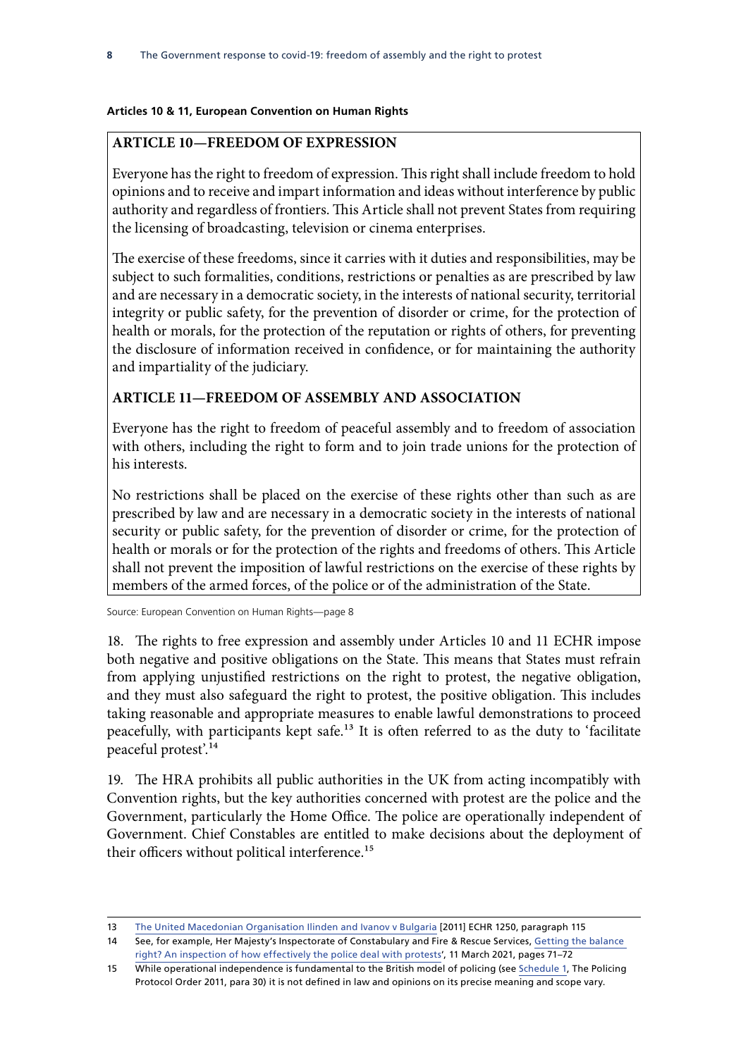**Articles 10 & 11, European Convention on Human Rights**

**ARTICLE 10—FREEDOM OF EXPRESSION**

Everyone has the right to freedom of expression. This right shall include freedom to hold opinions and to receive and impart information and ideas without interference by public authority and regardless of frontiers. This Article shall not prevent States from requiring the licensing of broadcasting, television or cinema enterprises.

The exercise of these freedoms, since it carries with it duties and responsibilities, may be subject to such formalities, conditions, restrictions or penalties as are prescribed by law and are necessary in a democratic society, in the interests of national security, territorial integrity or public safety, for the prevention of disorder or crime, for the protection of health or morals, for the protection of the reputation or rights of others, for preventing the disclosure of information received in confidence, or for maintaining the authority and impartiality of the judiciary.

**ARTICLE 11—FREEDOM OF ASSEMBLY AND ASSOCIATION**

Everyone has the right to freedom of peaceful assembly and to freedom of association with others, including the right to form and to join trade unions for the protection of his interests.

No restrictions shall be placed on the exercise of these rights other than such as are prescribed by law and are necessary in a democratic society in the interests of national security or public safety, for the prevention of disorder or crime, for the protection of health or morals or for the protection of the rights and freedoms of others. This Article shall not prevent the imposition of lawful restrictions on the exercise of these rights by members of the armed forces, of the police or of the administration of the State.

Source: European Convention on Human Rights—page 8

18. The rights to free expression and assembly under Articles 10 and 11 ECHR impose both negative and positive obligations on the State. This means that States must refrain from applying unjustified restrictions on the right to protest, the negative obligation, and they must also safeguard the right to protest, the positive obligation. This includes taking reasonable and appropriate measures to enable lawful demonstrations to proceed peacefully, with participants kept safe.[13] It is often referred to as the duty to 'facilitate peaceful protest'.[14]

19. The HRA prohibits all public authorities in the UK from acting incompatibly with Convention rights, but the key authorities concerned with protest are the police and the Government, particularly the Home Office. The police are operationally independent of Government. Chief Constables are entitled to make decisions about the deployment of their officers without political interference.[15]

13 The United Macedonian Organisation Ilinden and Ivanov v Bulgaria [2011] ECHR 1250, paragraph 115

14 See, for example, Her Majesty's Inspectorate of Constabulary and Fire & Rescue Services, Getting the balance right? An inspection of how effectively the police deal with protests', 11 March 2021, pages 71–72

15 While operational independence is fundamental to the British model of policing (see Schedule 1, The Policing Protocol Order 2011, para 30) it is not defined in law and opinions on its precise meaning and scope vary.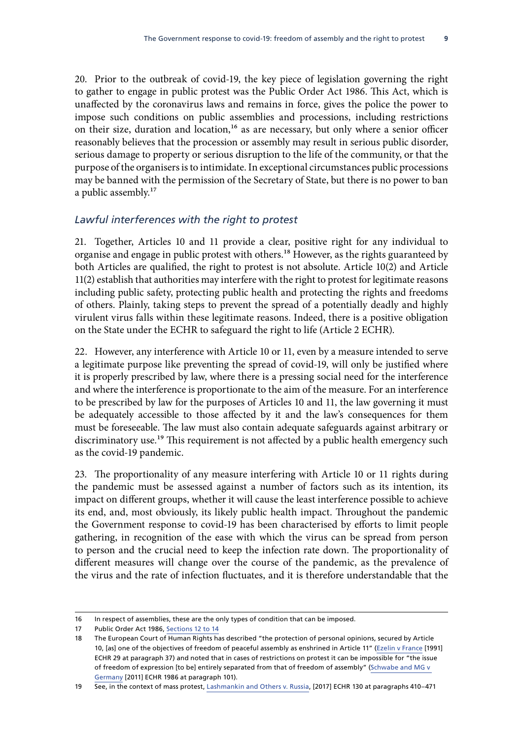20. Prior to the outbreak of covid-19, the key piece of legislation governing the right to gather to engage in public protest was the Public Order Act 1986. This Act, which is unaffected by the coronavirus laws and remains in force, gives the police the power to impose such conditions on public assemblies and processions, including restrictions on their size, duration and location,[16] as are necessary, but only where a senior officer reasonably believes that the procession or assembly may result in serious public disorder, serious damage to property or serious disruption to the life of the community, or that the purpose of the organisers is to intimidate. In exceptional circumstances public processions may be banned with the permission of the Secretary of State, but there is no power to ban a public assembly.[17]

### *Lawful interferences with the right to protest*

21. Together, Articles 10 and 11 provide a clear, positive right for any individual to organise and engage in public protest with others.[18] However, as the rights guaranteed by both Articles are qualified, the right to protest is not absolute. Article 10(2) and Article 11(2) establish that authorities may interfere with the right to protest for legitimate reasons including public safety, protecting public health and protecting the rights and freedoms of others. Plainly, taking steps to prevent the spread of a potentially deadly and highly virulent virus falls within these legitimate reasons. Indeed, there is a positive obligation on the State under the ECHR to safeguard the right to life (Article 2 ECHR).

22. However, any interference with Article 10 or 11, even by a measure intended to serve a legitimate purpose like preventing the spread of covid-19, will only be justified where it is properly prescribed by law, where there is a pressing social need for the interference and where the interference is proportionate to the aim of the measure. For an interference to be prescribed by law for the purposes of Articles 10 and 11, the law governing it must be adequately accessible to those affected by it and the law's consequences for them must be foreseeable. The law must also contain adequate safeguards against arbitrary or discriminatory use.[19] This requirement is not affected by a public health emergency such as the covid-19 pandemic.

23. The proportionality of any measure interfering with Article 10 or 11 rights during the pandemic must be assessed against a number of factors such as its intention, its impact on different groups, whether it will cause the least interference possible to achieve its end, and, most obviously, its likely public health impact. Throughout the pandemic the Government response to covid-19 has been characterised by efforts to limit people gathering, in recognition of the ease with which the virus can be spread from person to person and the crucial need to keep the infection rate down. The proportionality of different measures will change over the course of the pandemic, as the prevalence of the virus and the rate of infection fluctuates, and it is therefore understandable that the

---

16 In respect of assemblies, these are the only types of condition that can be imposed.

17 Public Order Act 1986, Sections 12 to 14

18 The European Court of Human Rights has described "the protection of personal opinions, secured by Article 10, [as] one of the objectives of freedom of peaceful assembly as enshrined in Article 11" (Ezelin v France [1991] ECHR 29 at paragraph 37) and noted that in cases of restrictions on protest it can be impossible for "the issue of freedom of expression [to be] entirely separated from that of freedom of assembly" (Schwabe and MG v Germany [2011] ECHR 1986 at paragraph 101).

19 See, in the context of mass protest, Lashmankin and Others v. Russia, [2017] ECHR 130 at paragraphs 410–471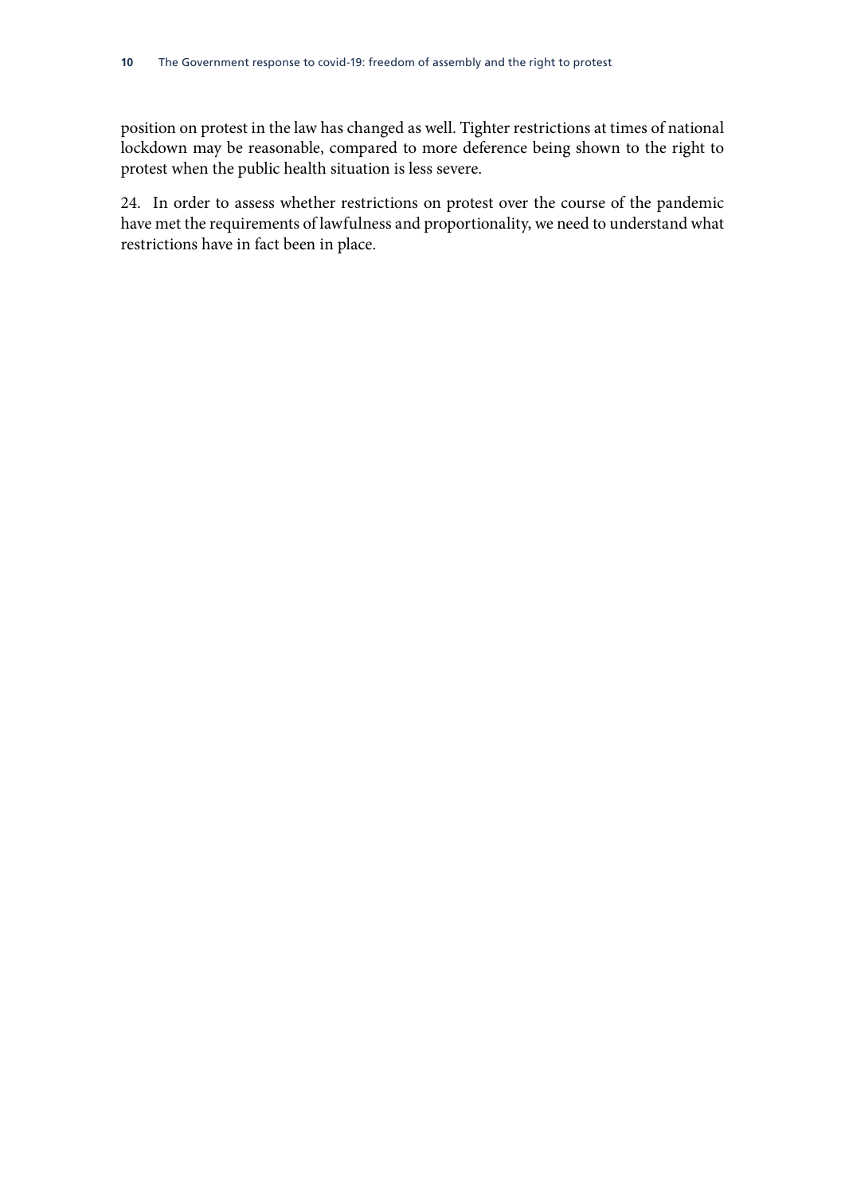position on protest in the law has changed as well. Tighter restrictions at times of national lockdown may be reasonable, compared to more deference being shown to the right to protest when the public health situation is less severe.

24. In order to assess whether restrictions on protest over the course of the pandemic have met the requirements of lawfulness and proportionality, we need to understand what restrictions have in fact been in place.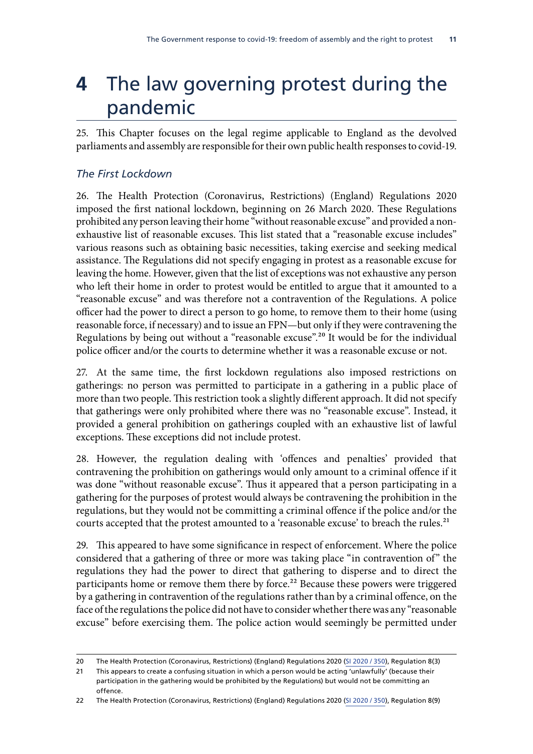# 4 The law governing protest during the pandemic

25. This Chapter focuses on the legal regime applicable to England as the devolved parliaments and assembly are responsible for their own public health responses to covid-19.

### *The First Lockdown*

26. The Health Protection (Coronavirus, Restrictions) (England) Regulations 2020 imposed the first national lockdown, beginning on 26 March 2020. These Regulations prohibited any person leaving their home "without reasonable excuse" and provided a non-exhaustive list of reasonable excuses. This list stated that a "reasonable excuse includes" various reasons such as obtaining basic necessities, taking exercise and seeking medical assistance. The Regulations did not specify engaging in protest as a reasonable excuse for leaving the home. However, given that the list of exceptions was not exhaustive any person who left their home in order to protest would be entitled to argue that it amounted to a "reasonable excuse" and was therefore not a contravention of the Regulations. A police officer had the power to direct a person to go home, to remove them to their home (using reasonable force, if necessary) and to issue an FPN—but only if they were contravening the Regulations by being out without a "reasonable excuse".[20] It would be for the individual police officer and/or the courts to determine whether it was a reasonable excuse or not.

27. At the same time, the first lockdown regulations also imposed restrictions on gatherings: no person was permitted to participate in a gathering in a public place of more than two people. This restriction took a slightly different approach. It did not specify that gatherings were only prohibited where there was no "reasonable excuse". Instead, it provided a general prohibition on gatherings coupled with an exhaustive list of lawful exceptions. These exceptions did not include protest.

28. However, the regulation dealing with 'offences and penalties' provided that contravening the prohibition on gatherings would only amount to a criminal offence if it was done "without reasonable excuse". Thus it appeared that a person participating in a gathering for the purposes of protest would always be contravening the prohibition in the regulations, but they would not be committing a criminal offence if the police and/or the courts accepted that the protest amounted to a 'reasonable excuse' to breach the rules.[21]

29. This appeared to have some significance in respect of enforcement. Where the police considered that a gathering of three or more was taking place "in contravention of" the regulations they had the power to direct that gathering to disperse and to direct the participants home or remove them there by force.[22] Because these powers were triggered by a gathering in contravention of the regulations rather than by a criminal offence, on the face of the regulations the police did not have to consider whether there was any "reasonable excuse" before exercising them. The police action would seemingly be permitted under

---

20 The Health Protection (Coronavirus, Restrictions) (England) Regulations 2020 (SI 2020 / 350), Regulation 8(3)

21 This appears to create a confusing situation in which a person would be acting 'unlawfully' (because their participation in the gathering would be prohibited by the Regulations) but would not be committing an offence.

22 The Health Protection (Coronavirus, Restrictions) (England) Regulations 2020 (SI 2020 / 350), Regulation 8(9)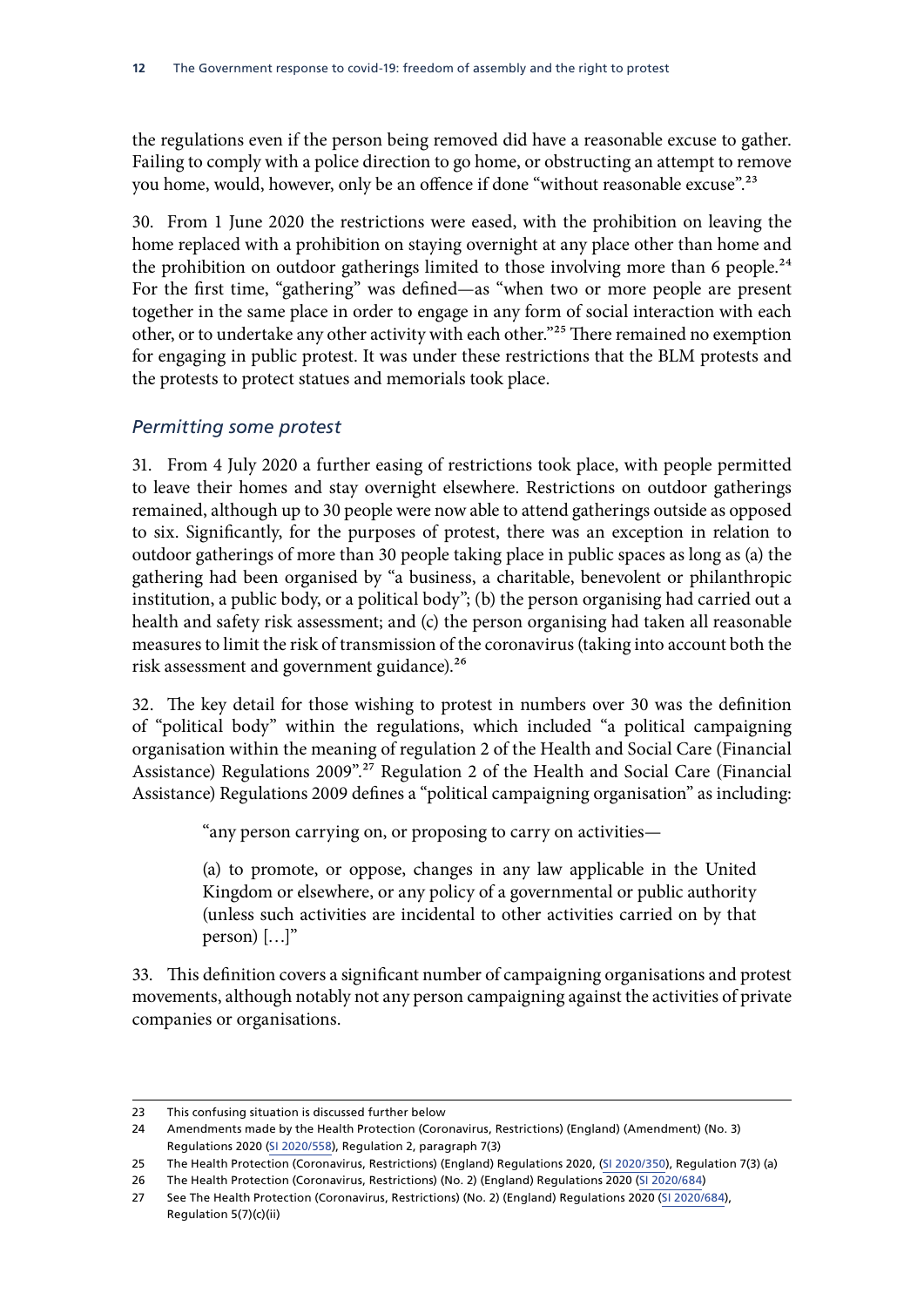the regulations even if the person being removed did have a reasonable excuse to gather. Failing to comply with a police direction to go home, or obstructing an attempt to remove you home, would, however, only be an offence if done "without reasonable excuse".[23]

30. From 1 June 2020 the restrictions were eased, with the prohibition on leaving the home replaced with a prohibition on staying overnight at any place other than home and the prohibition on outdoor gatherings limited to those involving more than 6 people.[24] For the first time, "gathering" was defined—as "when two or more people are present together in the same place in order to engage in any form of social interaction with each other, or to undertake any other activity with each other."[25] There remained no exemption for engaging in public protest. It was under these restrictions that the BLM protests and the protests to protect statues and memorials took place.

### *Permitting some protest*

31. From 4 July 2020 a further easing of restrictions took place, with people permitted to leave their homes and stay overnight elsewhere. Restrictions on outdoor gatherings remained, although up to 30 people were now able to attend gatherings outside as opposed to six. Significantly, for the purposes of protest, there was an exception in relation to outdoor gatherings of more than 30 people taking place in public spaces as long as (a) the gathering had been organised by "a business, a charitable, benevolent or philanthropic institution, a public body, or a political body"; (b) the person organising had carried out a health and safety risk assessment; and (c) the person organising had taken all reasonable measures to limit the risk of transmission of the coronavirus (taking into account both the risk assessment and government guidance).[26]

32. The key detail for those wishing to protest in numbers over 30 was the definition of "political body" within the regulations, which included "a political campaigning organisation within the meaning of regulation 2 of the Health and Social Care (Financial Assistance) Regulations 2009".[27] Regulation 2 of the Health and Social Care (Financial Assistance) Regulations 2009 defines a "political campaigning organisation" as including:

> "any person carrying on, or proposing to carry on activities—
>
> (a) to promote, or oppose, changes in any law applicable in the United Kingdom or elsewhere, or any policy of a governmental or public authority (unless such activities are incidental to other activities carried on by that person) […]"

33. This definition covers a significant number of campaigning organisations and protest movements, although notably not any person campaigning against the activities of private companies or organisations.

---

23 This confusing situation is discussed further below

24 Amendments made by the Health Protection (Coronavirus, Restrictions) (England) (Amendment) (No. 3) Regulations 2020 (SI 2020/558), Regulation 2, paragraph 7(3)

25 The Health Protection (Coronavirus, Restrictions) (England) Regulations 2020, (SI 2020/350), Regulation 7(3) (a)

26 The Health Protection (Coronavirus, Restrictions) (No. 2) (England) Regulations 2020 (SI 2020/684)

27 See The Health Protection (Coronavirus, Restrictions) (No. 2) (England) Regulations 2020 (SI 2020/684), Regulation 5(7)(c)(ii)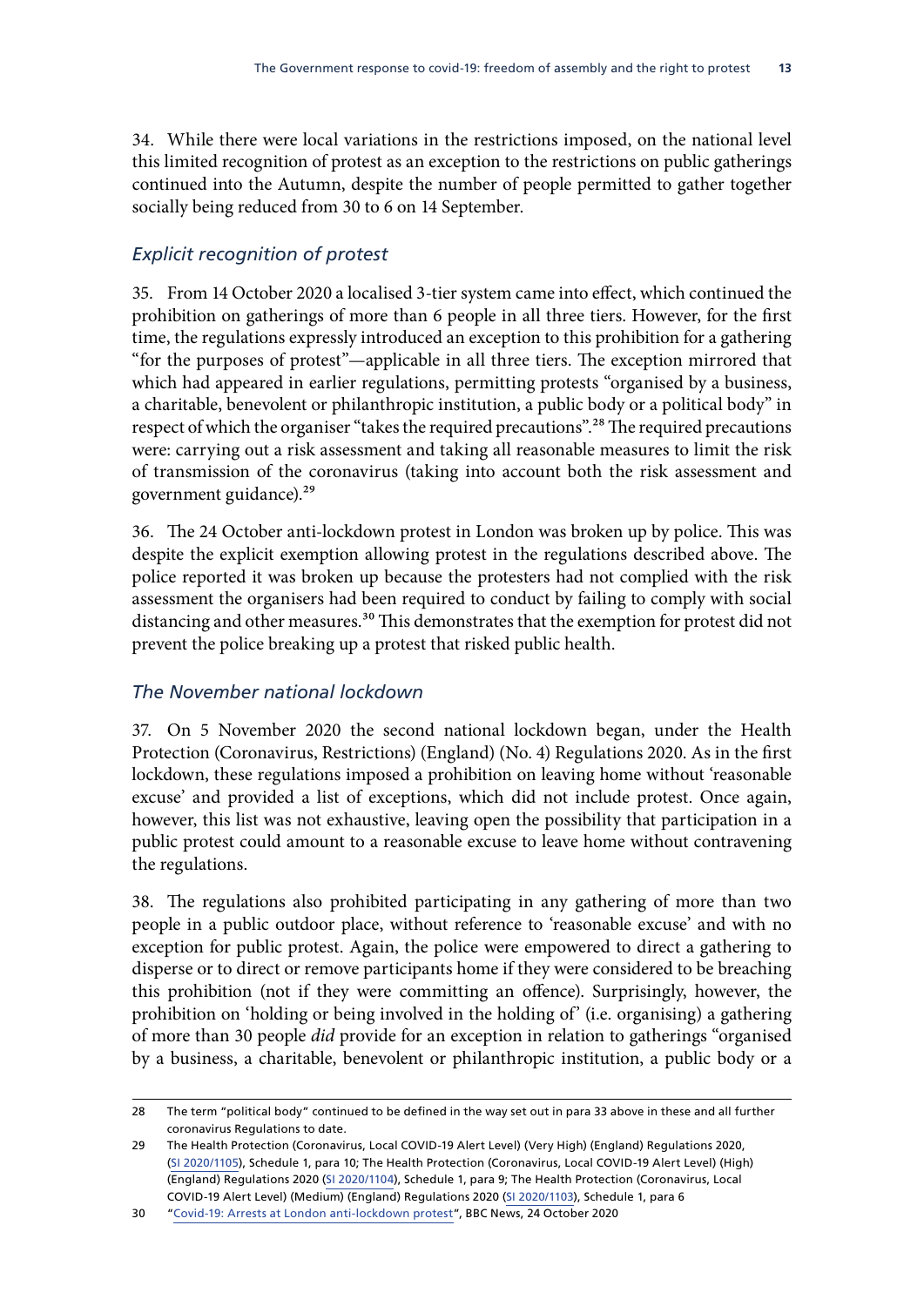34. While there were local variations in the restrictions imposed, on the national level this limited recognition of protest as an exception to the restrictions on public gatherings continued into the Autumn, despite the number of people permitted to gather together socially being reduced from 30 to 6 on 14 September.

### *Explicit recognition of protest*

35. From 14 October 2020 a localised 3-tier system came into effect, which continued the prohibition on gatherings of more than 6 people in all three tiers. However, for the first time, the regulations expressly introduced an exception to this prohibition for a gathering "for the purposes of protest"—applicable in all three tiers. The exception mirrored that which had appeared in earlier regulations, permitting protests "organised by a business, a charitable, benevolent or philanthropic institution, a public body or a political body" in respect of which the organiser "takes the required precautions".[28] The required precautions were: carrying out a risk assessment and taking all reasonable measures to limit the risk of transmission of the coronavirus (taking into account both the risk assessment and government guidance).[29]

36. The 24 October anti-lockdown protest in London was broken up by police. This was despite the explicit exemption allowing protest in the regulations described above. The police reported it was broken up because the protesters had not complied with the risk assessment the organisers had been required to conduct by failing to comply with social distancing and other measures.[30] This demonstrates that the exemption for protest did not prevent the police breaking up a protest that risked public health.

### *The November national lockdown*

37. On 5 November 2020 the second national lockdown began, under the Health Protection (Coronavirus, Restrictions) (England) (No. 4) Regulations 2020. As in the first lockdown, these regulations imposed a prohibition on leaving home without 'reasonable excuse' and provided a list of exceptions, which did not include protest. Once again, however, this list was not exhaustive, leaving open the possibility that participation in a public protest could amount to a reasonable excuse to leave home without contravening the regulations.

38. The regulations also prohibited participating in any gathering of more than two people in a public outdoor place, without reference to 'reasonable excuse' and with no exception for public protest. Again, the police were empowered to direct a gathering to disperse or to direct or remove participants home if they were considered to be breaching this prohibition (not if they were committing an offence). Surprisingly, however, the prohibition on 'holding or being involved in the holding of' (i.e. organising) a gathering of more than 30 people *did* provide for an exception in relation to gatherings "organised by a business, a charitable, benevolent or philanthropic institution, a public body or a

---

28 The term "political body" continued to be defined in the way set out in para 33 above in these and all further coronavirus Regulations to date.

29 The Health Protection (Coronavirus, Local COVID-19 Alert Level) (Very High) (England) Regulations 2020, (SI 2020/1105), Schedule 1, para 10; The Health Protection (Coronavirus, Local COVID-19 Alert Level) (High) (England) Regulations 2020 (SI 2020/1104), Schedule 1, para 9; The Health Protection (Coronavirus, Local COVID-19 Alert Level) (Medium) (England) Regulations 2020 (SI 2020/1103), Schedule 1, para 6

30 "Covid-19: Arrests at London anti-lockdown protest", BBC News, 24 October 2020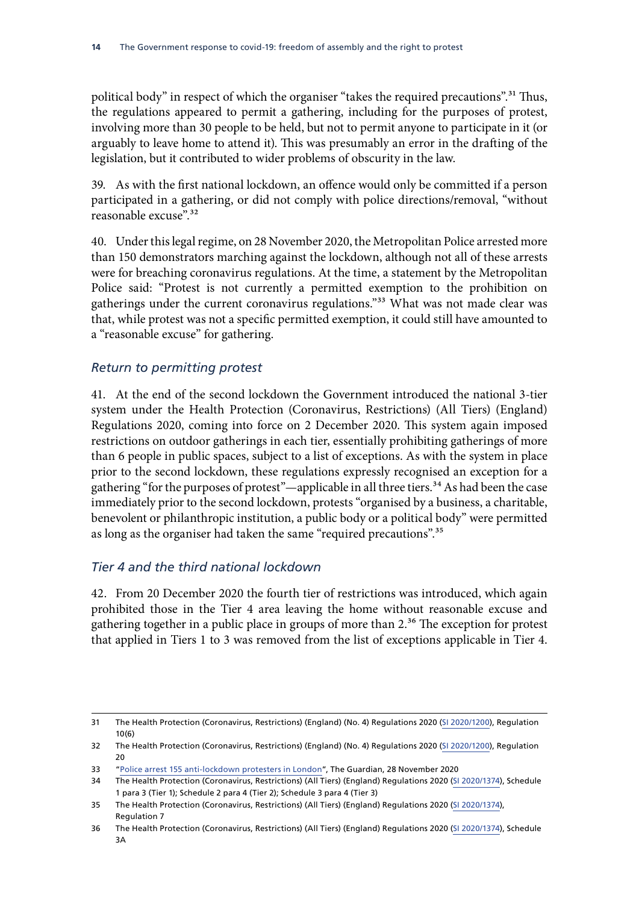political body" in respect of which the organiser "takes the required precautions".[31] Thus, the regulations appeared to permit a gathering, including for the purposes of protest, involving more than 30 people to be held, but not to permit anyone to participate in it (or arguably to leave home to attend it). This was presumably an error in the drafting of the legislation, but it contributed to wider problems of obscurity in the law.

39. As with the first national lockdown, an offence would only be committed if a person participated in a gathering, or did not comply with police directions/removal, "without reasonable excuse".[32]

40. Under this legal regime, on 28 November 2020, the Metropolitan Police arrested more than 150 demonstrators marching against the lockdown, although not all of these arrests were for breaching coronavirus regulations. At the time, a statement by the Metropolitan Police said: "Protest is not currently a permitted exemption to the prohibition on gatherings under the current coronavirus regulations."[33] What was not made clear was that, while protest was not a specific permitted exemption, it could still have amounted to a "reasonable excuse" for gathering.

### *Return to permitting protest*

41. At the end of the second lockdown the Government introduced the national 3-tier system under the Health Protection (Coronavirus, Restrictions) (All Tiers) (England) Regulations 2020, coming into force on 2 December 2020. This system again imposed restrictions on outdoor gatherings in each tier, essentially prohibiting gatherings of more than 6 people in public spaces, subject to a list of exceptions. As with the system in place prior to the second lockdown, these regulations expressly recognised an exception for a gathering "for the purposes of protest"—applicable in all three tiers.[34] As had been the case immediately prior to the second lockdown, protests "organised by a business, a charitable, benevolent or philanthropic institution, a public body or a political body" were permitted as long as the organiser had taken the same "required precautions".[35]

### *Tier 4 and the third national lockdown*

42. From 20 December 2020 the fourth tier of restrictions was introduced, which again prohibited those in the Tier 4 area leaving the home without reasonable excuse and gathering together in a public place in groups of more than 2.[36] The exception for protest that applied in Tiers 1 to 3 was removed from the list of exceptions applicable in Tier 4.

---

31 The Health Protection (Coronavirus, Restrictions) (England) (No. 4) Regulations 2020 (SI 2020/1200), Regulation 10(6)

32 The Health Protection (Coronavirus, Restrictions) (England) (No. 4) Regulations 2020 (SI 2020/1200), Regulation 20

33 "Police arrest 155 anti-lockdown protesters in London", The Guardian, 28 November 2020

34 The Health Protection (Coronavirus, Restrictions) (All Tiers) (England) Regulations 2020 (SI 2020/1374), Schedule 1 para 3 (Tier 1); Schedule 2 para 4 (Tier 2); Schedule 3 para 4 (Tier 3)

35 The Health Protection (Coronavirus, Restrictions) (All Tiers) (England) Regulations 2020 (SI 2020/1374), Regulation 7

36 The Health Protection (Coronavirus, Restrictions) (All Tiers) (England) Regulations 2020 (SI 2020/1374), Schedule 3A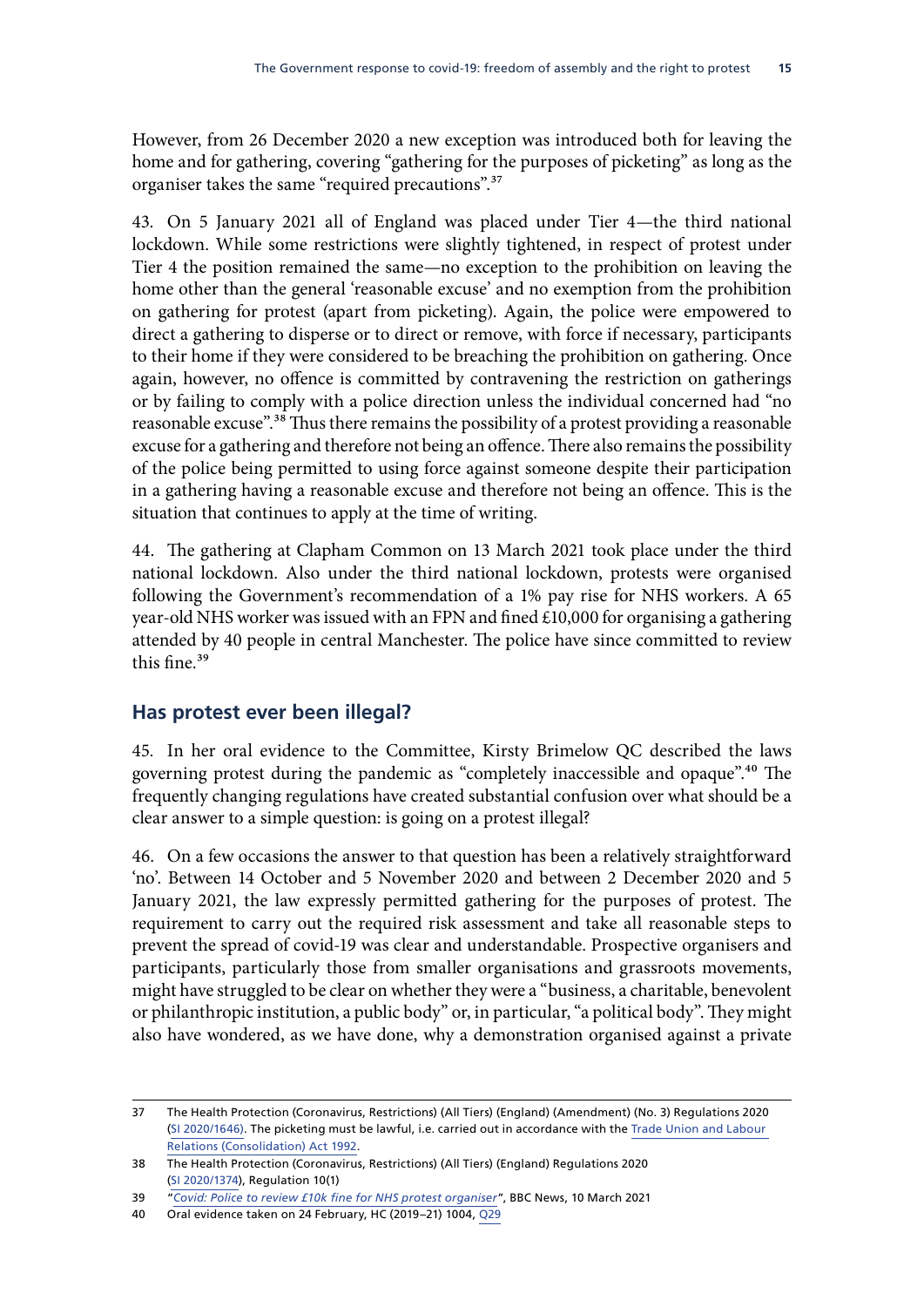However, from 26 December 2020 a new exception was introduced both for leaving the home and for gathering, covering "gathering for the purposes of picketing" as long as the organiser takes the same "required precautions".[37]

43. On 5 January 2021 all of England was placed under Tier 4—the third national lockdown. While some restrictions were slightly tightened, in respect of protest under Tier 4 the position remained the same—no exception to the prohibition on leaving the home other than the general 'reasonable excuse' and no exemption from the prohibition on gathering for protest (apart from picketing). Again, the police were empowered to direct a gathering to disperse or to direct or remove, with force if necessary, participants to their home if they were considered to be breaching the prohibition on gathering. Once again, however, no offence is committed by contravening the restriction on gatherings or by failing to comply with a police direction unless the individual concerned had "no reasonable excuse".[38] Thus there remains the possibility of a protest providing a reasonable excuse for a gathering and therefore not being an offence. There also remains the possibility of the police being permitted to using force against someone despite their participation in a gathering having a reasonable excuse and therefore not being an offence. This is the situation that continues to apply at the time of writing.

44. The gathering at Clapham Common on 13 March 2021 took place under the third national lockdown. Also under the third national lockdown, protests were organised following the Government's recommendation of a 1% pay rise for NHS workers. A 65 year-old NHS worker was issued with an FPN and fined £10,000 for organising a gathering attended by 40 people in central Manchester. The police have since committed to review this fine.[39]

## Has protest ever been illegal?

45. In her oral evidence to the Committee, Kirsty Brimelow QC described the laws governing protest during the pandemic as "completely inaccessible and opaque".[40] The frequently changing regulations have created substantial confusion over what should be a clear answer to a simple question: is going on a protest illegal?

46. On a few occasions the answer to that question has been a relatively straightforward 'no'. Between 14 October and 5 November 2020 and between 2 December 2020 and 5 January 2021, the law expressly permitted gathering for the purposes of protest. The requirement to carry out the required risk assessment and take all reasonable steps to prevent the spread of covid-19 was clear and understandable. Prospective organisers and participants, particularly those from smaller organisations and grassroots movements, might have struggled to be clear on whether they were a "business, a charitable, benevolent or philanthropic institution, a public body" or, in particular, "a political body". They might also have wondered, as we have done, why a demonstration organised against a private

---

37 The Health Protection (Coronavirus, Restrictions) (All Tiers) (England) (Amendment) (No. 3) Regulations 2020 (SI 2020/1646). The picketing must be lawful, i.e. carried out in accordance with the Trade Union and Labour Relations (Consolidation) Act 1992.

38 The Health Protection (Coronavirus, Restrictions) (All Tiers) (England) Regulations 2020 (SI 2020/1374), Regulation 10(1)

39 "*Covid: Police to review £10k fine for NHS protest organiser*", BBC News, 10 March 2021

40 Oral evidence taken on 24 February, HC (2019–21) 1004, Q29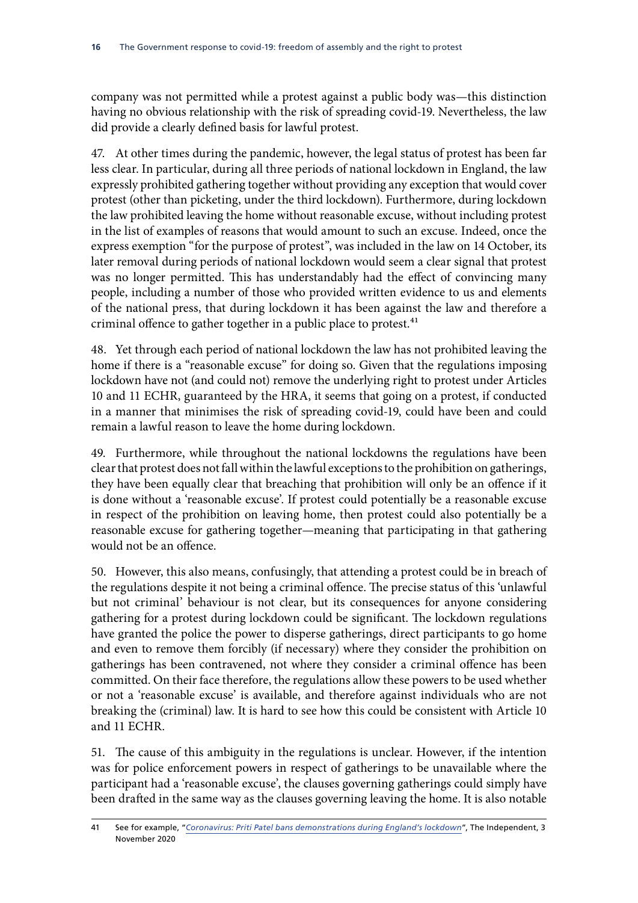company was not permitted while a protest against a public body was—this distinction having no obvious relationship with the risk of spreading covid-19. Nevertheless, the law did provide a clearly defined basis for lawful protest.

47. At other times during the pandemic, however, the legal status of protest has been far less clear. In particular, during all three periods of national lockdown in England, the law expressly prohibited gathering together without providing any exception that would cover protest (other than picketing, under the third lockdown). Furthermore, during lockdown the law prohibited leaving the home without reasonable excuse, without including protest in the list of examples of reasons that would amount to such an excuse. Indeed, once the express exemption "for the purpose of protest", was included in the law on 14 October, its later removal during periods of national lockdown would seem a clear signal that protest was no longer permitted. This has understandably had the effect of convincing many people, including a number of those who provided written evidence to us and elements of the national press, that during lockdown it has been against the law and therefore a criminal offence to gather together in a public place to protest.[41]

48. Yet through each period of national lockdown the law has not prohibited leaving the home if there is a "reasonable excuse" for doing so. Given that the regulations imposing lockdown have not (and could not) remove the underlying right to protest under Articles 10 and 11 ECHR, guaranteed by the HRA, it seems that going on a protest, if conducted in a manner that minimises the risk of spreading covid-19, could have been and could remain a lawful reason to leave the home during lockdown.

49. Furthermore, while throughout the national lockdowns the regulations have been clear that protest does not fall within the lawful exceptions to the prohibition on gatherings, they have been equally clear that breaching that prohibition will only be an offence if it is done without a 'reasonable excuse'. If protest could potentially be a reasonable excuse in respect of the prohibition on leaving home, then protest could also potentially be a reasonable excuse for gathering together—meaning that participating in that gathering would not be an offence.

50. However, this also means, confusingly, that attending a protest could be in breach of the regulations despite it not being a criminal offence. The precise status of this 'unlawful but not criminal' behaviour is not clear, but its consequences for anyone considering gathering for a protest during lockdown could be significant. The lockdown regulations have granted the police the power to disperse gatherings, direct participants to go home and even to remove them forcibly (if necessary) where they consider the prohibition on gatherings has been contravened, not where they consider a criminal offence has been committed. On their face therefore, the regulations allow these powers to be used whether or not a 'reasonable excuse' is available, and therefore against individuals who are not breaking the (criminal) law. It is hard to see how this could be consistent with Article 10 and 11 ECHR.

51. The cause of this ambiguity in the regulations is unclear. However, if the intention was for police enforcement powers in respect of gatherings to be unavailable where the participant had a 'reasonable excuse', the clauses governing gatherings could simply have been drafted in the same way as the clauses governing leaving the home. It is also notable

41 See for example, "*Coronavirus: Priti Patel bans demonstrations during England's lockdown*", The Independent, 3 November 2020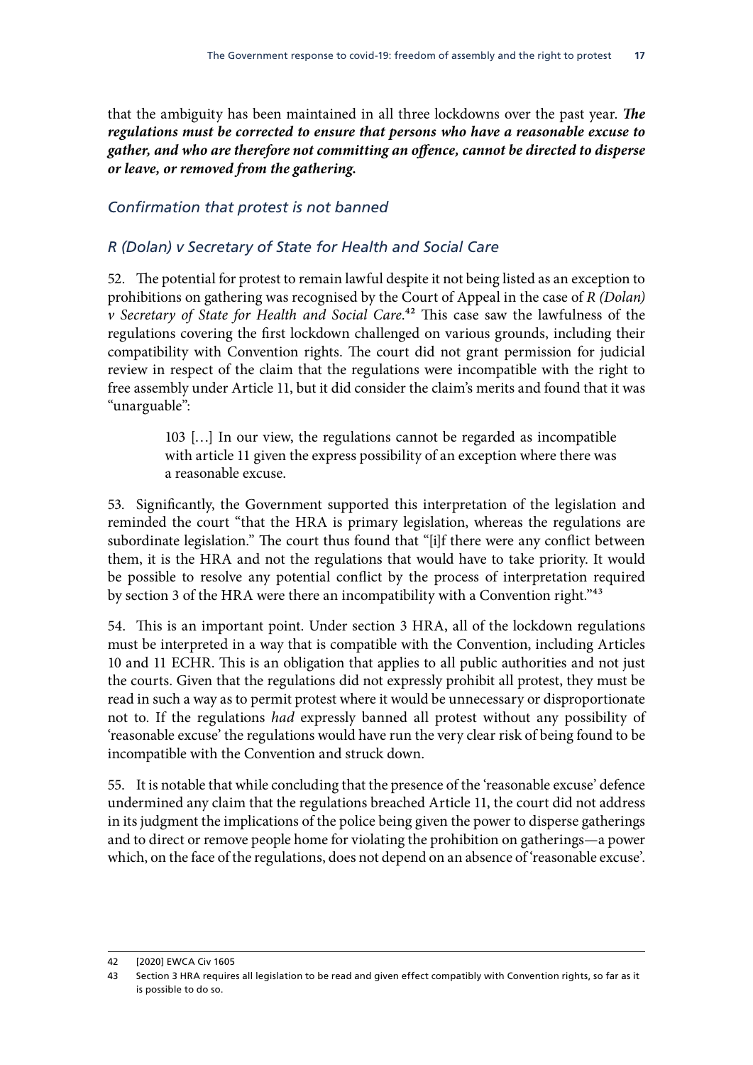that the ambiguity has been maintained in all three lockdowns over the past year. ***The regulations must be corrected to ensure that persons who have a reasonable excuse to gather, and who are therefore not committing an offence, cannot be directed to disperse or leave, or removed from the gathering.***

### *Confirmation that protest is not banned*

### *R (Dolan) v Secretary of State for Health and Social Care*

52. The potential for protest to remain lawful despite it not being listed as an exception to prohibitions on gathering was recognised by the Court of Appeal in the case of *R (Dolan) v Secretary of State for Health and Social Care*.[42] This case saw the lawfulness of the regulations covering the first lockdown challenged on various grounds, including their compatibility with Convention rights. The court did not grant permission for judicial review in respect of the claim that the regulations were incompatible with the right to free assembly under Article 11, but it did consider the claim's merits and found that it was "unarguable":

> 103 […] In our view, the regulations cannot be regarded as incompatible with article 11 given the express possibility of an exception where there was a reasonable excuse.

53. Significantly, the Government supported this interpretation of the legislation and reminded the court "that the HRA is primary legislation, whereas the regulations are subordinate legislation." The court thus found that "[i]f there were any conflict between them, it is the HRA and not the regulations that would have to take priority. It would be possible to resolve any potential conflict by the process of interpretation required by section 3 of the HRA were there an incompatibility with a Convention right."[43]

54. This is an important point. Under section 3 HRA, all of the lockdown regulations must be interpreted in a way that is compatible with the Convention, including Articles 10 and 11 ECHR. This is an obligation that applies to all public authorities and not just the courts. Given that the regulations did not expressly prohibit all protest, they must be read in such a way as to permit protest where it would be unnecessary or disproportionate not to. If the regulations *had* expressly banned all protest without any possibility of 'reasonable excuse' the regulations would have run the very clear risk of being found to be incompatible with the Convention and struck down.

55. It is notable that while concluding that the presence of the 'reasonable excuse' defence undermined any claim that the regulations breached Article 11, the court did not address in its judgment the implications of the police being given the power to disperse gatherings and to direct or remove people home for violating the prohibition on gatherings—a power which, on the face of the regulations, does not depend on an absence of 'reasonable excuse'.

---

42 [2020] EWCA Civ 1605

43 Section 3 HRA requires all legislation to be read and given effect compatibly with Convention rights, so far as it is possible to do so.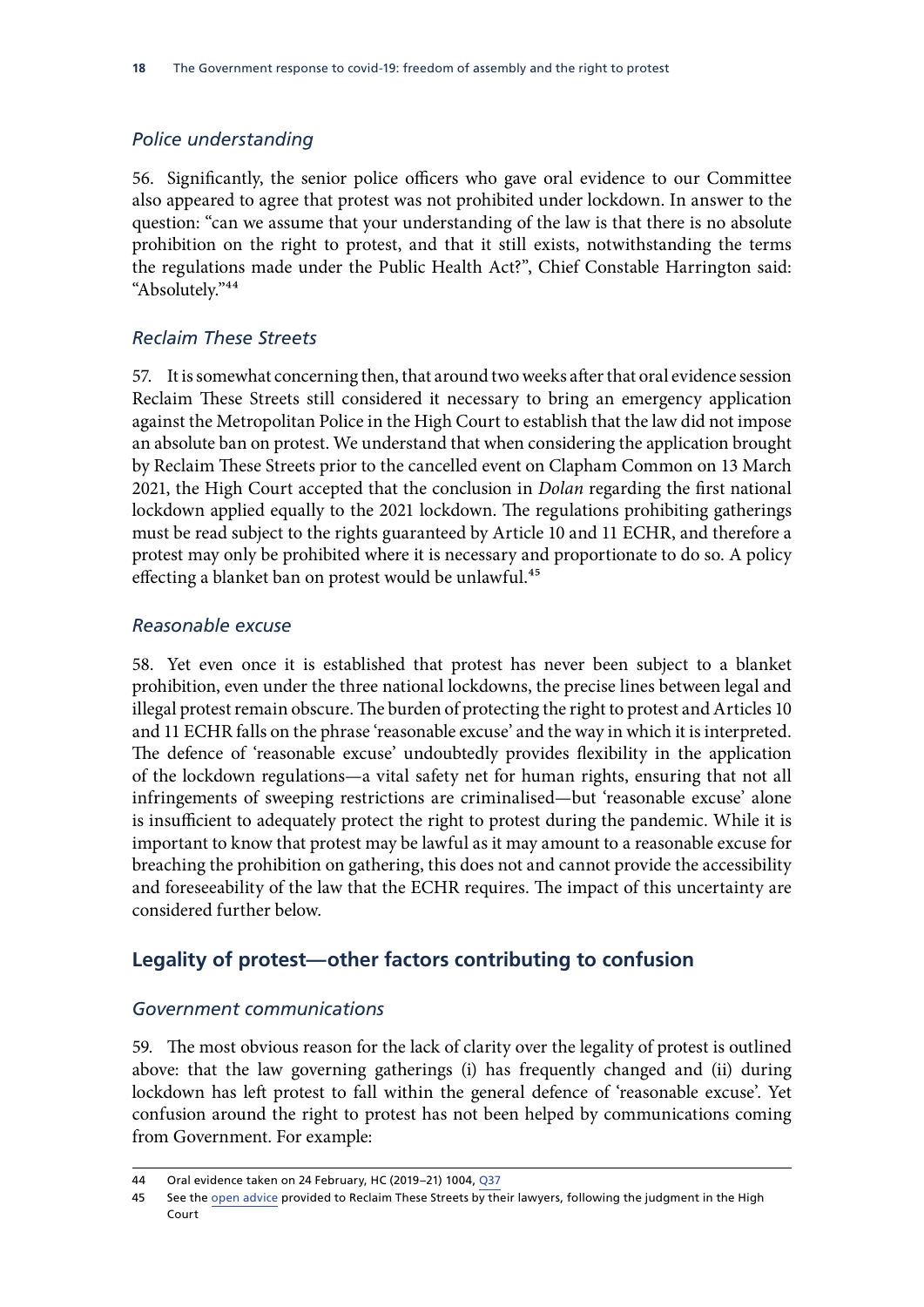### *Police understanding*

56. Significantly, the senior police officers who gave oral evidence to our Committee also appeared to agree that protest was not prohibited under lockdown. In answer to the question: "can we assume that your understanding of the law is that there is no absolute prohibition on the right to protest, and that it still exists, notwithstanding the terms the regulations made under the Public Health Act?", Chief Constable Harrington said: "Absolutely."[44]

### *Reclaim These Streets*

57. It is somewhat concerning then, that around two weeks after that oral evidence session Reclaim These Streets still considered it necessary to bring an emergency application against the Metropolitan Police in the High Court to establish that the law did not impose an absolute ban on protest. We understand that when considering the application brought by Reclaim These Streets prior to the cancelled event on Clapham Common on 13 March 2021, the High Court accepted that the conclusion in *Dolan* regarding the first national lockdown applied equally to the 2021 lockdown. The regulations prohibiting gatherings must be read subject to the rights guaranteed by Article 10 and 11 ECHR, and therefore a protest may only be prohibited where it is necessary and proportionate to do so. A policy effecting a blanket ban on protest would be unlawful.[45]

### *Reasonable excuse*

58. Yet even once it is established that protest has never been subject to a blanket prohibition, even under the three national lockdowns, the precise lines between legal and illegal protest remain obscure. The burden of protecting the right to protest and Articles 10 and 11 ECHR falls on the phrase 'reasonable excuse' and the way in which it is interpreted. The defence of 'reasonable excuse' undoubtedly provides flexibility in the application of the lockdown regulations—a vital safety net for human rights, ensuring that not all infringements of sweeping restrictions are criminalised—but 'reasonable excuse' alone is insufficient to adequately protect the right to protest during the pandemic. While it is important to know that protest may be lawful as it may amount to a reasonable excuse for breaching the prohibition on gathering, this does not and cannot provide the accessibility and foreseeability of the law that the ECHR requires. The impact of this uncertainty are considered further below.

## Legality of protest—other factors contributing to confusion

### *Government communications*

59. The most obvious reason for the lack of clarity over the legality of protest is outlined above: that the law governing gatherings (i) has frequently changed and (ii) during lockdown has left protest to fall within the general defence of 'reasonable excuse'. Yet confusion around the right to protest has not been helped by communications coming from Government. For example:

---

44 Oral evidence taken on 24 February, HC (2019–21) 1004, Q37

45 See the open advice provided to Reclaim These Streets by their lawyers, following the judgment in the High Court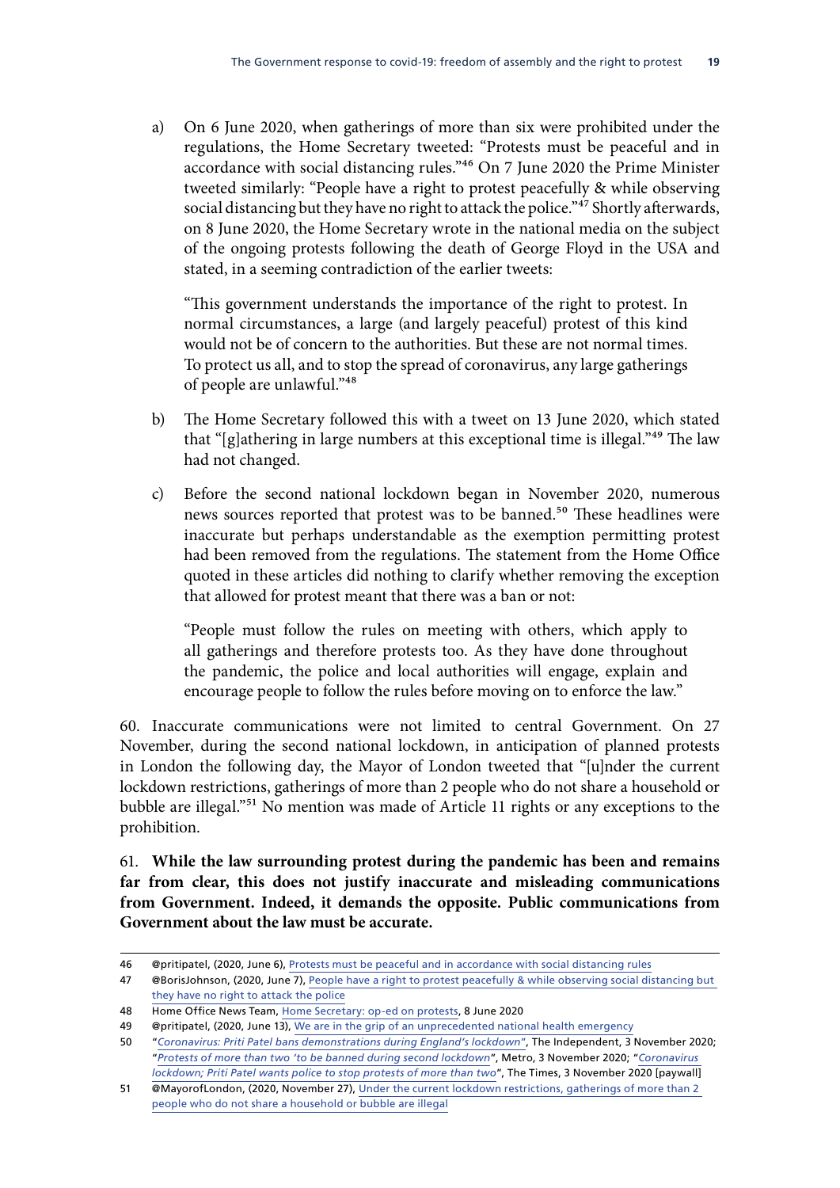a) On 6 June 2020, when gatherings of more than six were prohibited under the regulations, the Home Secretary tweeted: "Protests must be peaceful and in accordance with social distancing rules."[46] On 7 June 2020 the Prime Minister tweeted similarly: "People have a right to protest peacefully & while observing social distancing but they have no right to attack the police."[47] Shortly afterwards, on 8 June 2020, the Home Secretary wrote in the national media on the subject of the ongoing protests following the death of George Floyd in the USA and stated, in a seeming contradiction of the earlier tweets:

> "This government understands the importance of the right to protest. In normal circumstances, a large (and largely peaceful) protest of this kind would not be of concern to the authorities. But these are not normal times. To protect us all, and to stop the spread of coronavirus, any large gatherings of people are unlawful."[48]

b) The Home Secretary followed this with a tweet on 13 June 2020, which stated that "[g]athering in large numbers at this exceptional time is illegal."[49] The law had not changed.

c) Before the second national lockdown began in November 2020, numerous news sources reported that protest was to be banned.[50] These headlines were inaccurate but perhaps understandable as the exemption permitting protest had been removed from the regulations. The statement from the Home Office quoted in these articles did nothing to clarify whether removing the exception that allowed for protest meant that there was a ban or not:

> "People must follow the rules on meeting with others, which apply to all gatherings and therefore protests too. As they have done throughout the pandemic, the police and local authorities will engage, explain and encourage people to follow the rules before moving on to enforce the law."

60. Inaccurate communications were not limited to central Government. On 27 November, during the second national lockdown, in anticipation of planned protests in London the following day, the Mayor of London tweeted that "[u]nder the current lockdown restrictions, gatherings of more than 2 people who do not share a household or bubble are illegal."[51] No mention was made of Article 11 rights or any exceptions to the prohibition.

61. **While the law surrounding protest during the pandemic has been and remains far from clear, this does not justify inaccurate and misleading communications from Government. Indeed, it demands the opposite. Public communications from Government about the law must be accurate.**

---

46 @pritipatel, (2020, June 6), Protests must be peaceful and in accordance with social distancing rules

47 @BorisJohnson, (2020, June 7), People have a right to protest peacefully & while observing social distancing but they have no right to attack the police

48 Home Office News Team, Home Secretary: op-ed on protests, 8 June 2020

49 @pritipatel, (2020, June 13), We are in the grip of an unprecedented national health emergency

50 "*Coronavirus: Priti Patel bans demonstrations during England's lockdown*", The Independent, 3 November 2020; "*Protests of more than two 'to be banned during second lockdown*", Metro, 3 November 2020; "*Coronavirus lockdown; Priti Patel wants police to stop protests of more than two*", The Times, 3 November 2020 [paywall]

51 @MayorofLondon, (2020, November 27), Under the current lockdown restrictions, gatherings of more than 2 people who do not share a household or bubble are illegal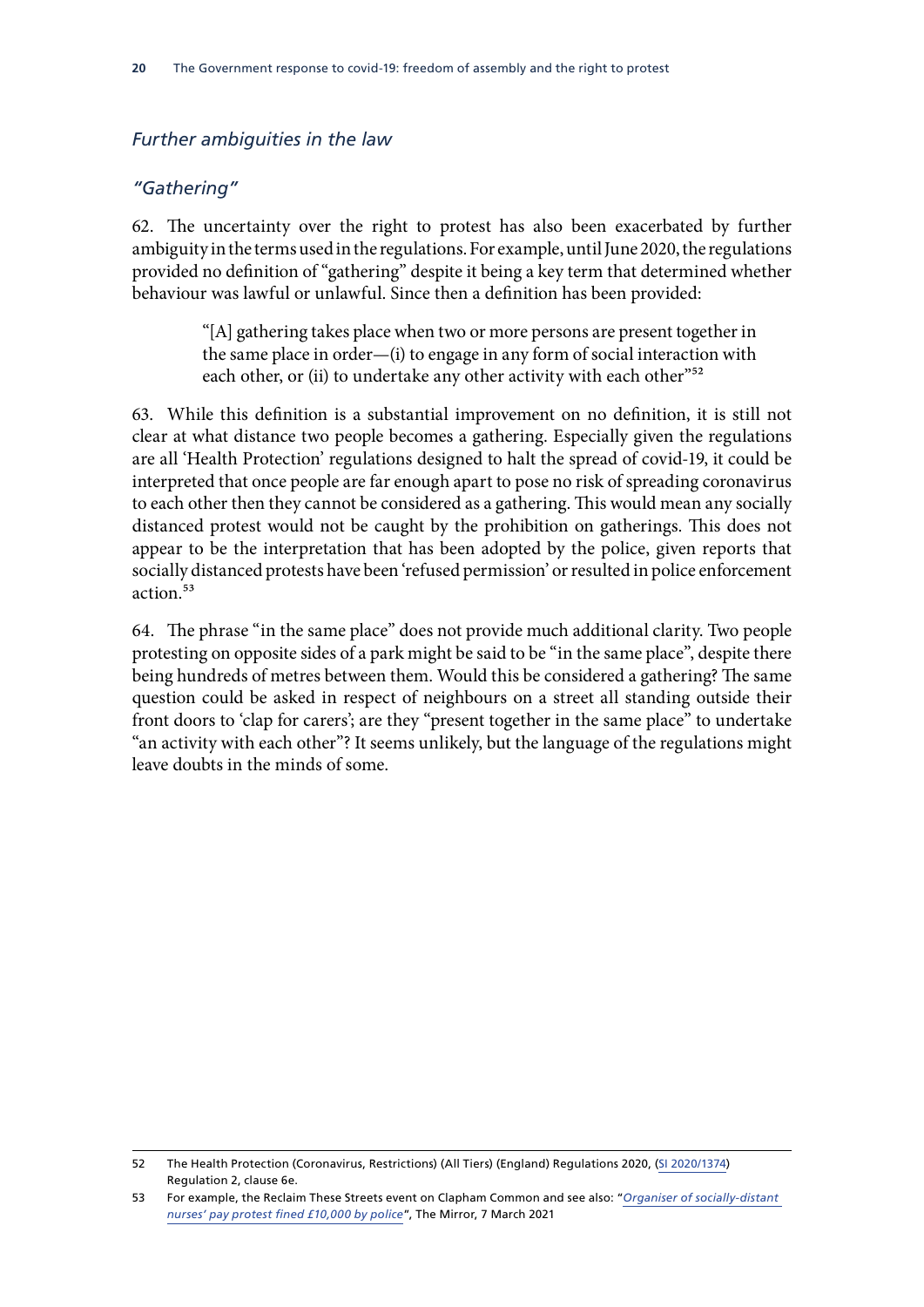### *Further ambiguities in the law*

#### *"Gathering"*

62. The uncertainty over the right to protest has also been exacerbated by further ambiguity in the terms used in the regulations. For example, until June 2020, the regulations provided no definition of "gathering" despite it being a key term that determined whether behaviour was lawful or unlawful. Since then a definition has been provided:

> "[A] gathering takes place when two or more persons are present together in the same place in order—(i) to engage in any form of social interaction with each other, or (ii) to undertake any other activity with each other"[52]

63. While this definition is a substantial improvement on no definition, it is still not clear at what distance two people becomes a gathering. Especially given the regulations are all 'Health Protection' regulations designed to halt the spread of covid-19, it could be interpreted that once people are far enough apart to pose no risk of spreading coronavirus to each other then they cannot be considered as a gathering. This would mean any socially distanced protest would not be caught by the prohibition on gatherings. This does not appear to be the interpretation that has been adopted by the police, given reports that socially distanced protests have been 'refused permission' or resulted in police enforcement action.[53]

64. The phrase "in the same place" does not provide much additional clarity. Two people protesting on opposite sides of a park might be said to be "in the same place", despite there being hundreds of metres between them. Would this be considered a gathering? The same question could be asked in respect of neighbours on a street all standing outside their front doors to 'clap for carers'; are they "present together in the same place" to undertake "an activity with each other"? It seems unlikely, but the language of the regulations might leave doubts in the minds of some.

---

52 The Health Protection (Coronavirus, Restrictions) (All Tiers) (England) Regulations 2020, (SI 2020/1374) Regulation 2, clause 6e.

53 For example, the Reclaim These Streets event on Clapham Common and see also: "*Organiser of socially-distant nurses' pay protest fined £10,000 by police*", The Mirror, 7 March 2021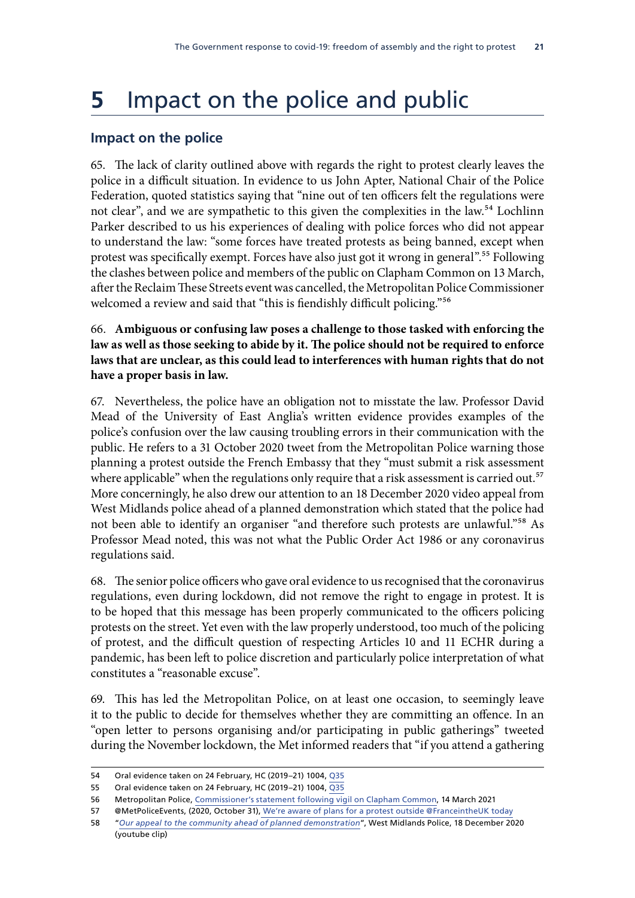# 5 Impact on the police and public

## Impact on the police

65. The lack of clarity outlined above with regards the right to protest clearly leaves the police in a difficult situation. In evidence to us John Apter, National Chair of the Police Federation, quoted statistics saying that "nine out of ten officers felt the regulations were not clear", and we are sympathetic to this given the complexities in the law.[54] Lochlinn Parker described to us his experiences of dealing with police forces who did not appear to understand the law: "some forces have treated protests as being banned, except when protest was specifically exempt. Forces have also just got it wrong in general".[55] Following the clashes between police and members of the public on Clapham Common on 13 March, after the Reclaim These Streets event was cancelled, the Metropolitan Police Commissioner welcomed a review and said that "this is fiendishly difficult policing."[56]

66. **Ambiguous or confusing law poses a challenge to those tasked with enforcing the law as well as those seeking to abide by it. The police should not be required to enforce laws that are unclear, as this could lead to interferences with human rights that do not have a proper basis in law.**

67. Nevertheless, the police have an obligation not to misstate the law. Professor David Mead of the University of East Anglia's written evidence provides examples of the police's confusion over the law causing troubling errors in their communication with the public. He refers to a 31 October 2020 tweet from the Metropolitan Police warning those planning a protest outside the French Embassy that they "must submit a risk assessment where applicable" when the regulations only require that a risk assessment is carried out.[57] More concerningly, he also drew our attention to an 18 December 2020 video appeal from West Midlands police ahead of a planned demonstration which stated that the police had not been able to identify an organiser "and therefore such protests are unlawful."[58] As Professor Mead noted, this was not what the Public Order Act 1986 or any coronavirus regulations said.

68. The senior police officers who gave oral evidence to us recognised that the coronavirus regulations, even during lockdown, did not remove the right to engage in protest. It is to be hoped that this message has been properly communicated to the officers policing protests on the street. Yet even with the law properly understood, too much of the policing of protest, and the difficult question of respecting Articles 10 and 11 ECHR during a pandemic, has been left to police discretion and particularly police interpretation of what constitutes a "reasonable excuse".

69. This has led the Metropolitan Police, on at least one occasion, to seemingly leave it to the public to decide for themselves whether they are committing an offence. In an "open letter to persons organising and/or participating in public gatherings" tweeted during the November lockdown, the Met informed readers that "if you attend a gathering

---

54 Oral evidence taken on 24 February, HC (2019–21) 1004, Q35

55 Oral evidence taken on 24 February, HC (2019–21) 1004, Q35

56 Metropolitan Police, Commissioner's statement following vigil on Clapham Common, 14 March 2021

57 @MetPoliceEvents, (2020, October 31), We're aware of plans for a protest outside @FranceintheUK today

58 "*Our appeal to the community ahead of planned demonstration*", West Midlands Police, 18 December 2020 (youtube clip)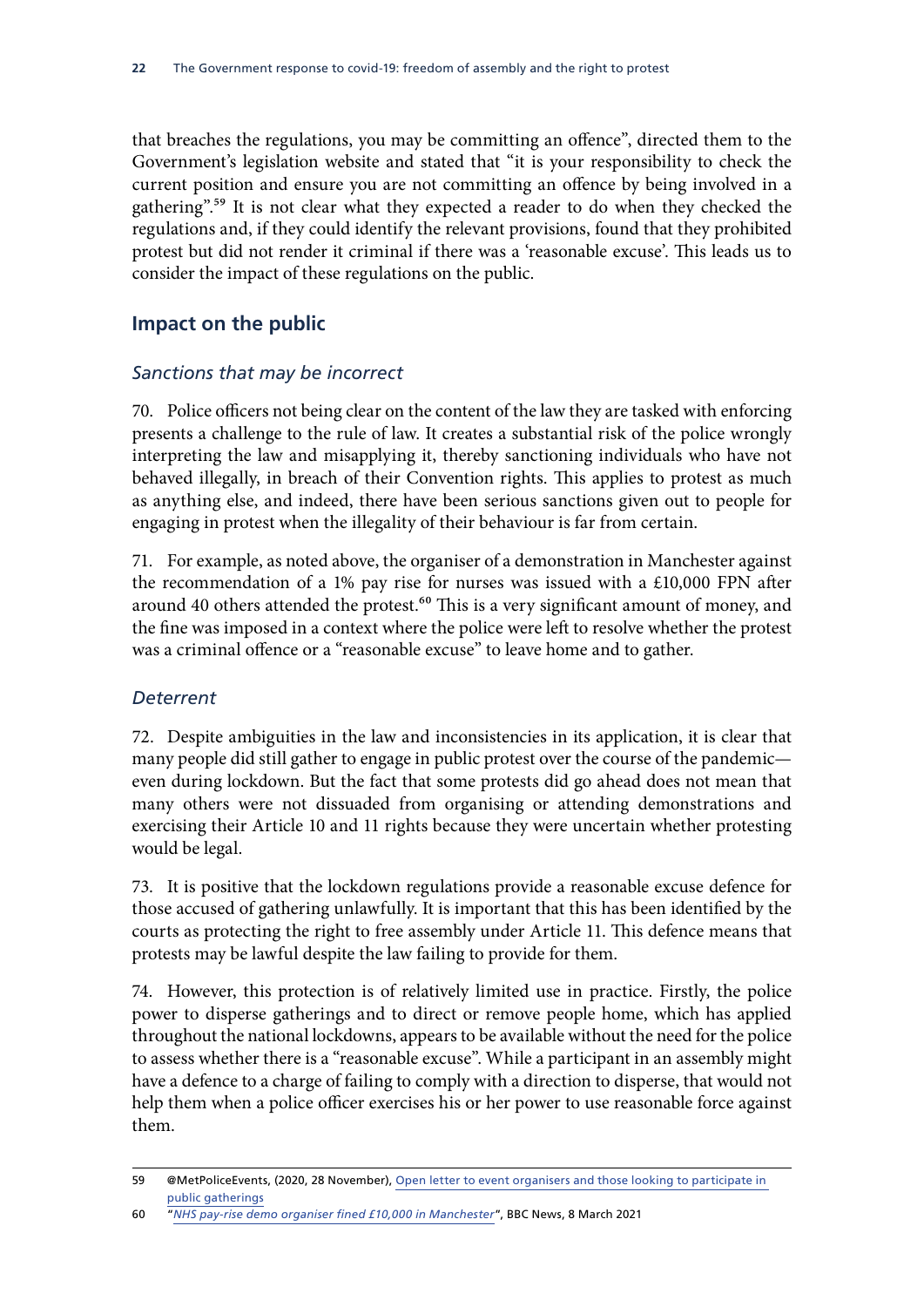that breaches the regulations, you may be committing an offence", directed them to the Government's legislation website and stated that "it is your responsibility to check the current position and ensure you are not committing an offence by being involved in a gathering".[59] It is not clear what they expected a reader to do when they checked the regulations and, if they could identify the relevant provisions, found that they prohibited protest but did not render it criminal if there was a 'reasonable excuse'. This leads us to consider the impact of these regulations on the public.

## Impact on the public

### *Sanctions that may be incorrect*

70. Police officers not being clear on the content of the law they are tasked with enforcing presents a challenge to the rule of law. It creates a substantial risk of the police wrongly interpreting the law and misapplying it, thereby sanctioning individuals who have not behaved illegally, in breach of their Convention rights. This applies to protest as much as anything else, and indeed, there have been serious sanctions given out to people for engaging in protest when the illegality of their behaviour is far from certain.

71. For example, as noted above, the organiser of a demonstration in Manchester against the recommendation of a 1% pay rise for nurses was issued with a £10,000 FPN after around 40 others attended the protest.[60] This is a very significant amount of money, and the fine was imposed in a context where the police were left to resolve whether the protest was a criminal offence or a "reasonable excuse" to leave home and to gather.

### *Deterrent*

72. Despite ambiguities in the law and inconsistencies in its application, it is clear that many people did still gather to engage in public protest over the course of the pandemic—even during lockdown. But the fact that some protests did go ahead does not mean that many others were not dissuaded from organising or attending demonstrations and exercising their Article 10 and 11 rights because they were uncertain whether protesting would be legal.

73. It is positive that the lockdown regulations provide a reasonable excuse defence for those accused of gathering unlawfully. It is important that this has been identified by the courts as protecting the right to free assembly under Article 11. This defence means that protests may be lawful despite the law failing to provide for them.

74. However, this protection is of relatively limited use in practice. Firstly, the police power to disperse gatherings and to direct or remove people home, which has applied throughout the national lockdowns, appears to be available without the need for the police to assess whether there is a "reasonable excuse". While a participant in an assembly might have a defence to a charge of failing to comply with a direction to disperse, that would not help them when a police officer exercises his or her power to use reasonable force against them.

---

59 @MetPoliceEvents, (2020, 28 November), Open letter to event organisers and those looking to participate in public gatherings

60 "*NHS pay-rise demo organiser fined £10,000 in Manchester*", BBC News, 8 March 2021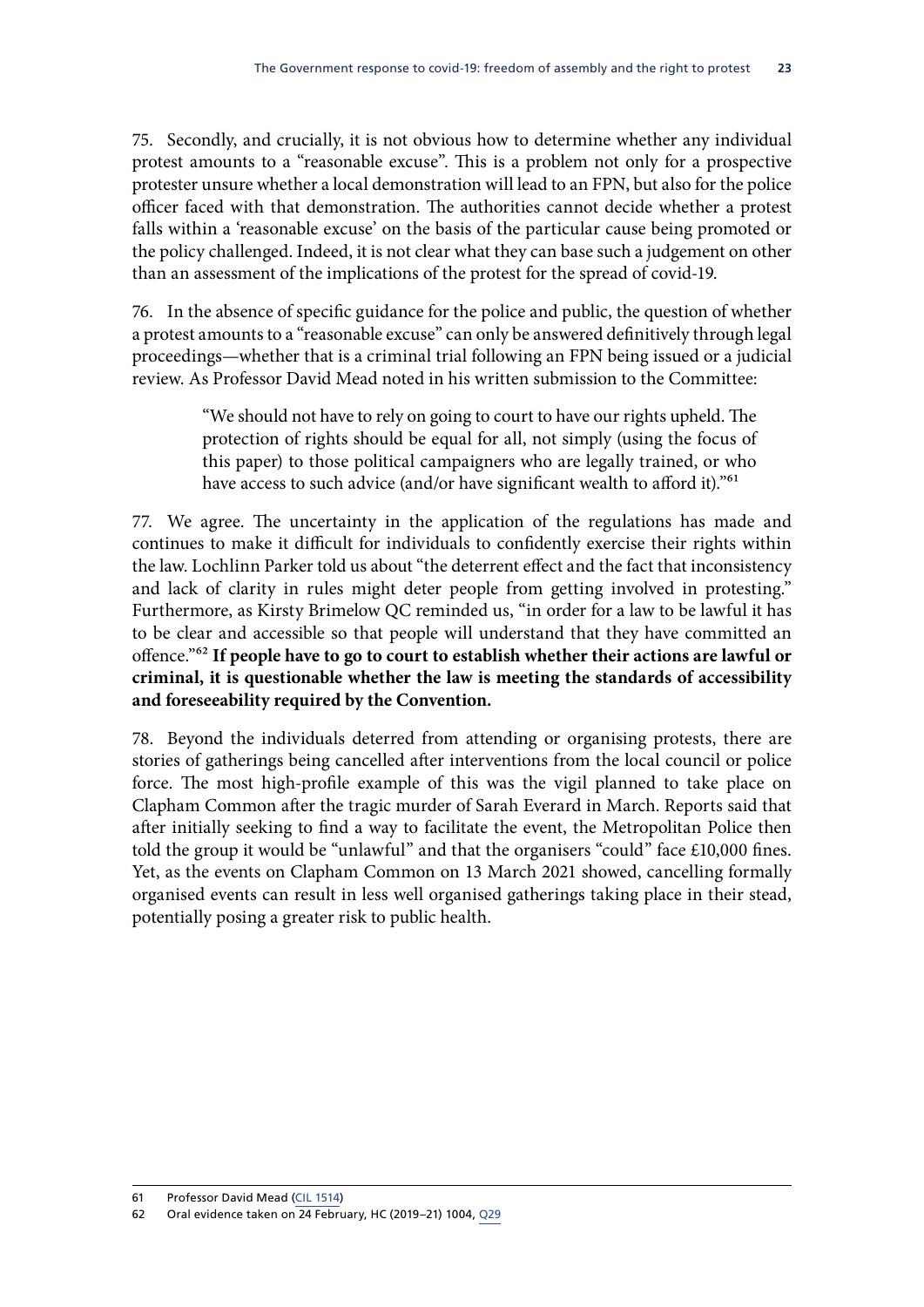75. Secondly, and crucially, it is not obvious how to determine whether any individual protest amounts to a "reasonable excuse". This is a problem not only for a prospective protester unsure whether a local demonstration will lead to an FPN, but also for the police officer faced with that demonstration. The authorities cannot decide whether a protest falls within a 'reasonable excuse' on the basis of the particular cause being promoted or the policy challenged. Indeed, it is not clear what they can base such a judgement on other than an assessment of the implications of the protest for the spread of covid-19.

76. In the absence of specific guidance for the police and public, the question of whether a protest amounts to a "reasonable excuse" can only be answered definitively through legal proceedings—whether that is a criminal trial following an FPN being issued or a judicial review. As Professor David Mead noted in his written submission to the Committee:

> "We should not have to rely on going to court to have our rights upheld. The protection of rights should be equal for all, not simply (using the focus of this paper) to those political campaigners who are legally trained, or who have access to such advice (and/or have significant wealth to afford it)."[61]

77. We agree. The uncertainty in the application of the regulations has made and continues to make it difficult for individuals to confidently exercise their rights within the law. Lochlinn Parker told us about "the deterrent effect and the fact that inconsistency and lack of clarity in rules might deter people from getting involved in protesting." Furthermore, as Kirsty Brimelow QC reminded us, "in order for a law to be lawful it has to be clear and accessible so that people will understand that they have committed an offence."[62] **If people have to go to court to establish whether their actions are lawful or criminal, it is questionable whether the law is meeting the standards of accessibility and foreseeability required by the Convention.**

78. Beyond the individuals deterred from attending or organising protests, there are stories of gatherings being cancelled after interventions from the local council or police force. The most high-profile example of this was the vigil planned to take place on Clapham Common after the tragic murder of Sarah Everard in March. Reports said that after initially seeking to find a way to facilitate the event, the Metropolitan Police then told the group it would be "unlawful" and that the organisers "could" face £10,000 fines. Yet, as the events on Clapham Common on 13 March 2021 showed, cancelling formally organised events can result in less well organised gatherings taking place in their stead, potentially posing a greater risk to public health.

---

61 Professor David Mead (CIL 1514)

62 Oral evidence taken on 24 February, HC (2019–21) 1004, Q29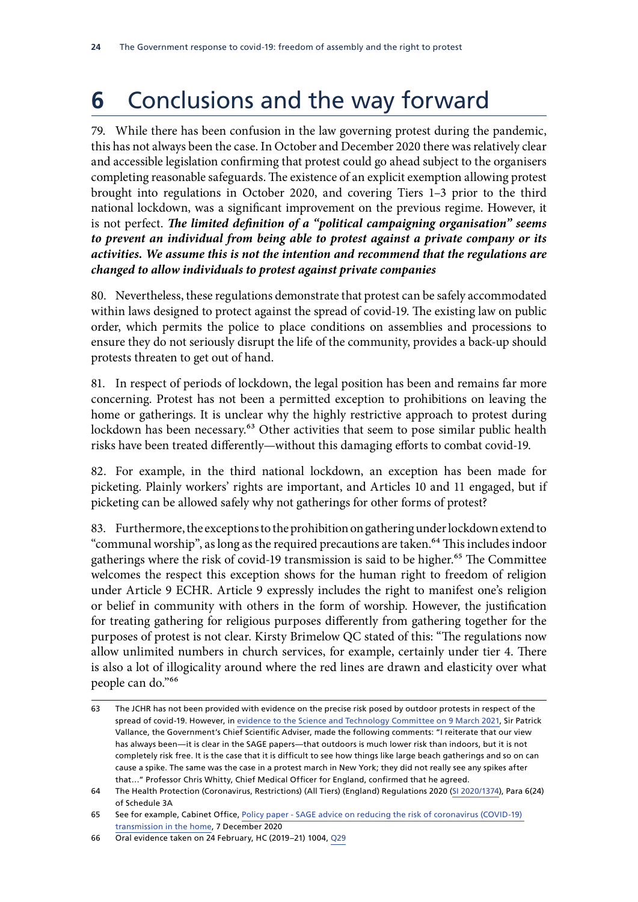# 6 Conclusions and the way forward

79. While there has been confusion in the law governing protest during the pandemic, this has not always been the case. In October and December 2020 there was relatively clear and accessible legislation confirming that protest could go ahead subject to the organisers completing reasonable safeguards. The existence of an explicit exemption allowing protest brought into regulations in October 2020, and covering Tiers 1–3 prior to the third national lockdown, was a significant improvement on the previous regime. However, it is not perfect. ***The limited definition of a "political campaigning organisation" seems to prevent an individual from being able to protest against a private company or its activities. We assume this is not the intention and recommend that the regulations are changed to allow individuals to protest against private companies***

80. Nevertheless, these regulations demonstrate that protest can be safely accommodated within laws designed to protect against the spread of covid-19. The existing law on public order, which permits the police to place conditions on assemblies and processions to ensure they do not seriously disrupt the life of the community, provides a back-up should protests threaten to get out of hand.

81. In respect of periods of lockdown, the legal position has been and remains far more concerning. Protest has not been a permitted exception to prohibitions on leaving the home or gatherings. It is unclear why the highly restrictive approach to protest during lockdown has been necessary.[63] Other activities that seem to pose similar public health risks have been treated differently—without this damaging efforts to combat covid-19.

82. For example, in the third national lockdown, an exception has been made for picketing. Plainly workers' rights are important, and Articles 10 and 11 engaged, but if picketing can be allowed safely why not gatherings for other forms of protest?

83. Furthermore, the exceptions to the prohibition on gathering under lockdown extend to "communal worship", as long as the required precautions are taken.[64] This includes indoor gatherings where the risk of covid-19 transmission is said to be higher.[65] The Committee welcomes the respect this exception shows for the human right to freedom of religion under Article 9 ECHR. Article 9 expressly includes the right to manifest one's religion or belief in community with others in the form of worship. However, the justification for treating gathering for religious purposes differently from gathering together for the purposes of protest is not clear. Kirsty Brimelow QC stated of this: "The regulations now allow unlimited numbers in church services, for example, certainly under tier 4. There is also a lot of illogicality around where the red lines are drawn and elasticity over what people can do."[66]

---

63 The JCHR has not been provided with evidence on the precise risk posed by outdoor protests in respect of the spread of covid-19. However, in evidence to the Science and Technology Committee on 9 March 2021, Sir Patrick Vallance, the Government's Chief Scientific Adviser, made the following comments: "I reiterate that our view has always been—it is clear in the SAGE papers—that outdoors is much lower risk than indoors, but it is not completely risk free. It is the case that it is difficult to see how things like large beach gatherings and so on can cause a spike. The same was the case in a protest march in New York; they did not really see any spikes after that…" Professor Chris Whitty, Chief Medical Officer for England, confirmed that he agreed.

64 The Health Protection (Coronavirus, Restrictions) (All Tiers) (England) Regulations 2020 (SI 2020/1374), Para 6(24) of Schedule 3A

65 See for example, Cabinet Office, Policy paper - SAGE advice on reducing the risk of coronavirus (COVID-19) transmission in the home, 7 December 2020

66 Oral evidence taken on 24 February, HC (2019–21) 1004, Q29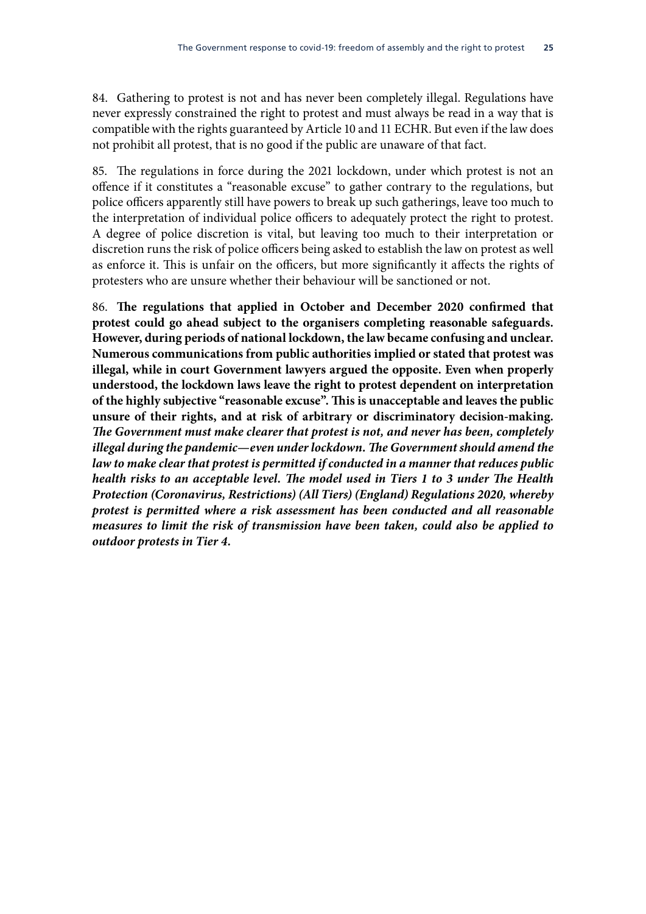84. Gathering to protest is not and has never been completely illegal. Regulations have never expressly constrained the right to protest and must always be read in a way that is compatible with the rights guaranteed by Article 10 and 11 ECHR. But even if the law does not prohibit all protest, that is no good if the public are unaware of that fact.

85. The regulations in force during the 2021 lockdown, under which protest is not an offence if it constitutes a "reasonable excuse" to gather contrary to the regulations, but police officers apparently still have powers to break up such gatherings, leave too much to the interpretation of individual police officers to adequately protect the right to protest. A degree of police discretion is vital, but leaving too much to their interpretation or discretion runs the risk of police officers being asked to establish the law on protest as well as enforce it. This is unfair on the officers, but more significantly it affects the rights of protesters who are unsure whether their behaviour will be sanctioned or not.

86. **The regulations that applied in October and December 2020 confirmed that protest could go ahead subject to the organisers completing reasonable safeguards. However, during periods of national lockdown, the law became confusing and unclear. Numerous communications from public authorities implied or stated that protest was illegal, while in court Government lawyers argued the opposite. Even when properly understood, the lockdown laws leave the right to protest dependent on interpretation of the highly subjective "reasonable excuse". This is unacceptable and leaves the public unsure of their rights, and at risk of arbitrary or discriminatory decision-making.** ***The Government must make clearer that protest is not, and never has been, completely illegal during the pandemic—even under lockdown. The Government should amend the law to make clear that protest is permitted if conducted in a manner that reduces public health risks to an acceptable level. The model used in Tiers 1 to 3 under The Health Protection (Coronavirus, Restrictions) (All Tiers) (England) Regulations 2020, whereby protest is permitted where a risk assessment has been conducted and all reasonable measures to limit the risk of transmission have been taken, could also be applied to outdoor protests in Tier 4.***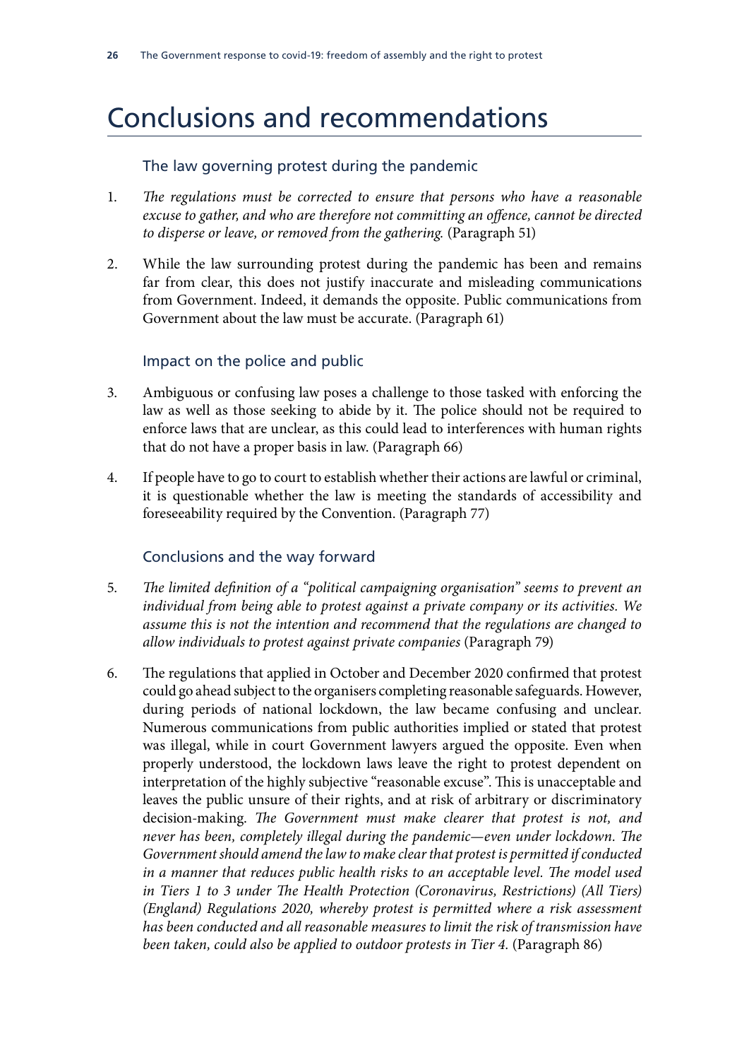# Conclusions and recommendations

## The law governing protest during the pandemic

1. *The regulations must be corrected to ensure that persons who have a reasonable excuse to gather, and who are therefore not committing an offence, cannot be directed to disperse or leave, or removed from the gathering.* (Paragraph 51)

2. While the law surrounding protest during the pandemic has been and remains far from clear, this does not justify inaccurate and misleading communications from Government. Indeed, it demands the opposite. Public communications from Government about the law must be accurate. (Paragraph 61)

## Impact on the police and public

3. Ambiguous or confusing law poses a challenge to those tasked with enforcing the law as well as those seeking to abide by it. The police should not be required to enforce laws that are unclear, as this could lead to interferences with human rights that do not have a proper basis in law. (Paragraph 66)

4. If people have to go to court to establish whether their actions are lawful or criminal, it is questionable whether the law is meeting the standards of accessibility and foreseeability required by the Convention. (Paragraph 77)

## Conclusions and the way forward

5. *The limited definition of a "political campaigning organisation" seems to prevent an individual from being able to protest against a private company or its activities. We assume this is not the intention and recommend that the regulations are changed to allow individuals to protest against private companies* (Paragraph 79)

6. The regulations that applied in October and December 2020 confirmed that protest could go ahead subject to the organisers completing reasonable safeguards. However, during periods of national lockdown, the law became confusing and unclear. Numerous communications from public authorities implied or stated that protest was illegal, while in court Government lawyers argued the opposite. Even when properly understood, the lockdown laws leave the right to protest dependent on interpretation of the highly subjective "reasonable excuse". This is unacceptable and leaves the public unsure of their rights, and at risk of arbitrary or discriminatory decision-making. *The Government must make clearer that protest is not, and never has been, completely illegal during the pandemic—even under lockdown. The Government should amend the law to make clear that protest is permitted if conducted in a manner that reduces public health risks to an acceptable level. The model used in Tiers 1 to 3 under The Health Protection (Coronavirus, Restrictions) (All Tiers) (England) Regulations 2020, whereby protest is permitted where a risk assessment has been conducted and all reasonable measures to limit the risk of transmission have been taken, could also be applied to outdoor protests in Tier 4.* (Paragraph 86)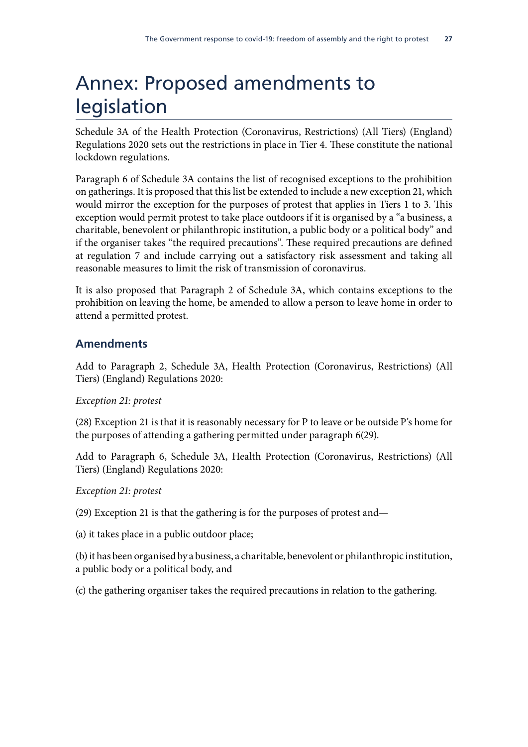# Annex: Proposed amendments to legislation

Schedule 3A of the Health Protection (Coronavirus, Restrictions) (All Tiers) (England) Regulations 2020 sets out the restrictions in place in Tier 4. These constitute the national lockdown regulations.

Paragraph 6 of Schedule 3A contains the list of recognised exceptions to the prohibition on gatherings. It is proposed that this list be extended to include a new exception 21, which would mirror the exception for the purposes of protest that applies in Tiers 1 to 3. This exception would permit protest to take place outdoors if it is organised by a "a business, a charitable, benevolent or philanthropic institution, a public body or a political body" and if the organiser takes "the required precautions". These required precautions are defined at regulation 7 and include carrying out a satisfactory risk assessment and taking all reasonable measures to limit the risk of transmission of coronavirus.

It is also proposed that Paragraph 2 of Schedule 3A, which contains exceptions to the prohibition on leaving the home, be amended to allow a person to leave home in order to attend a permitted protest.

## Amendments

Add to Paragraph 2, Schedule 3A, Health Protection (Coronavirus, Restrictions) (All Tiers) (England) Regulations 2020:

*Exception 21: protest*

(28) Exception 21 is that it is reasonably necessary for P to leave or be outside P's home for the purposes of attending a gathering permitted under paragraph 6(29).

Add to Paragraph 6, Schedule 3A, Health Protection (Coronavirus, Restrictions) (All Tiers) (England) Regulations 2020:

*Exception 21: protest*

(29) Exception 21 is that the gathering is for the purposes of protest and—

(a) it takes place in a public outdoor place;

(b) it has been organised by a business, a charitable, benevolent or philanthropic institution, a public body or a political body, and

(c) the gathering organiser takes the required precautions in relation to the gathering.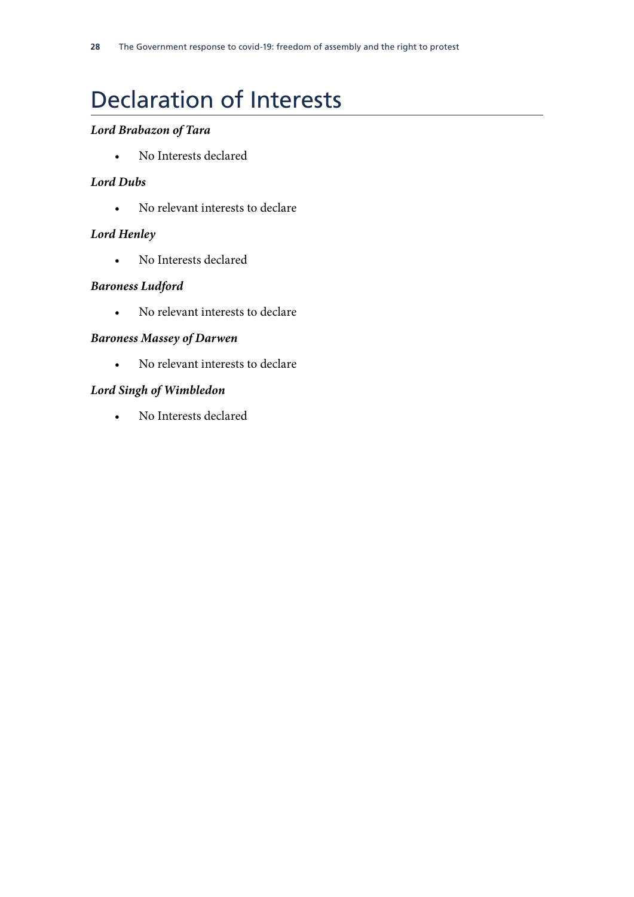# Declaration of Interests

***Lord Brabazon of Tara***

- No Interests declared

***Lord Dubs***

- No relevant interests to declare

***Lord Henley***

- No Interests declared

***Baroness Ludford***

- No relevant interests to declare

***Baroness Massey of Darwen***

- No relevant interests to declare

***Lord Singh of Wimbledon***

- No Interests declared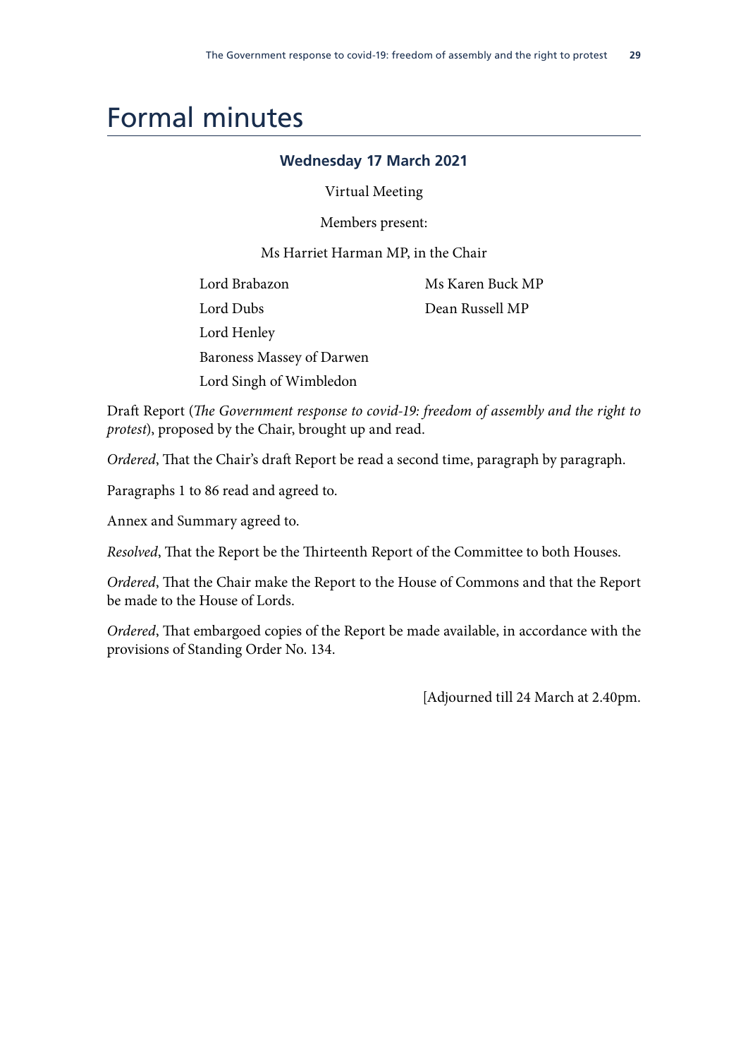# Formal minutes

**Wednesday 17 March 2021**

Virtual Meeting

Members present:

Ms Harriet Harman MP, in the Chair

Lord Brabazon
Lord Dubs
Lord Henley
Baroness Massey of Darwen
Lord Singh of Wimbledon
Ms Karen Buck MP
Dean Russell MP

Draft Report (*The Government response to covid-19: freedom of assembly and the right to protest*), proposed by the Chair, brought up and read.

*Ordered*, That the Chair's draft Report be read a second time, paragraph by paragraph.

Paragraphs 1 to 86 read and agreed to.

Annex and Summary agreed to.

*Resolved*, That the Report be the Thirteenth Report of the Committee to both Houses.

*Ordered*, That the Chair make the Report to the House of Commons and that the Report be made to the House of Lords.

*Ordered*, That embargoed copies of the Report be made available, in accordance with the provisions of Standing Order No. 134.

[Adjourned till 24 March at 2.40pm.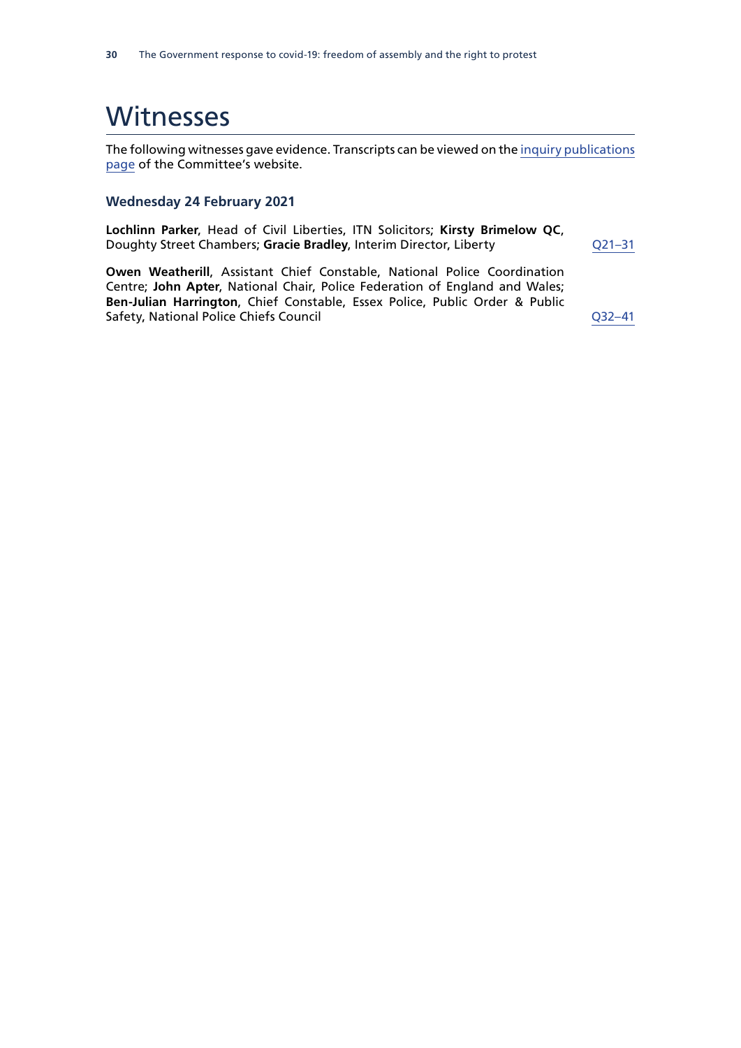# Witnesses

The following witnesses gave evidence. Transcripts can be viewed on the inquiry publications page of the Committee's website.

### Wednesday 24 February 2021

**Lochlinn Parker**, Head of Civil Liberties, ITN Solicitors; **Kirsty Brimelow QC**, Doughty Street Chambers; **Gracie Bradley**, Interim Director, Liberty — Q21–31

**Owen Weatherill**, Assistant Chief Constable, National Police Coordination Centre; **John Apter**, National Chair, Police Federation of England and Wales; **Ben-Julian Harrington**, Chief Constable, Essex Police, Public Order & Public Safety, National Police Chiefs Council — Q32–41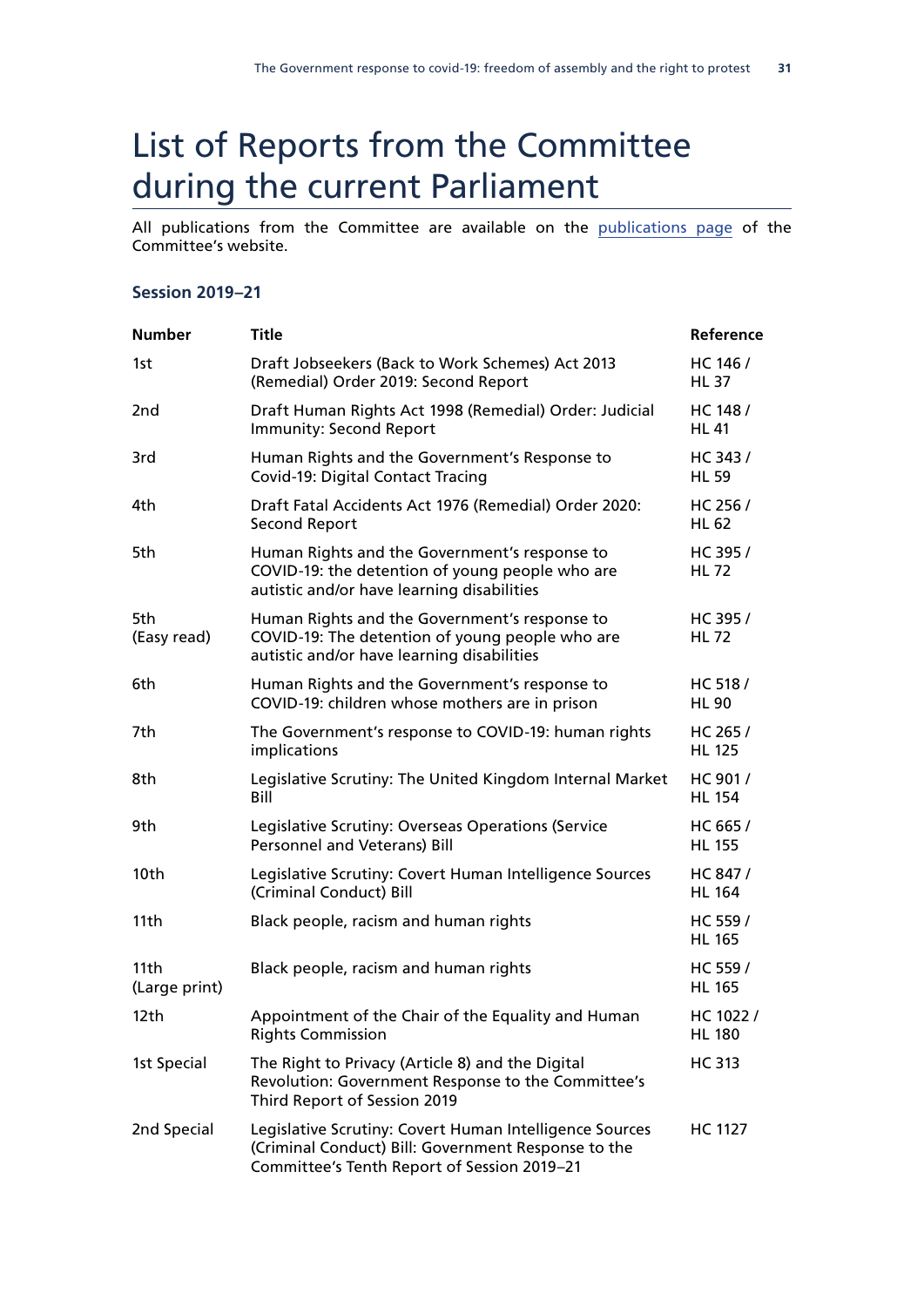# List of Reports from the Committee during the current Parliament

All publications from the Committee are available on the publications page of the Committee's website.

### Session 2019–21

| Number | Title | Reference |
|---|---|---|
| 1st | Draft Jobseekers (Back to Work Schemes) Act 2013 (Remedial) Order 2019: Second Report | HC 146 / HL 37 |
| 2nd | Draft Human Rights Act 1998 (Remedial) Order: Judicial Immunity: Second Report | HC 148 / HL 41 |
| 3rd | Human Rights and the Government's Response to Covid-19: Digital Contact Tracing | HC 343 / HL 59 |
| 4th | Draft Fatal Accidents Act 1976 (Remedial) Order 2020: Second Report | HC 256 / HL 62 |
| 5th | Human Rights and the Government's response to COVID-19: the detention of young people who are autistic and/or have learning disabilities | HC 395 / HL 72 |
| 5th (Easy read) | Human Rights and the Government's response to COVID-19: The detention of young people who are autistic and/or have learning disabilities | HC 395 / HL 72 |
| 6th | Human Rights and the Government's response to COVID-19: children whose mothers are in prison | HC 518 / HL 90 |
| 7th | The Government's response to COVID-19: human rights implications | HC 265 / HL 125 |
| 8th | Legislative Scrutiny: The United Kingdom Internal Market Bill | HC 901 / HL 154 |
| 9th | Legislative Scrutiny: Overseas Operations (Service Personnel and Veterans) Bill | HC 665 / HL 155 |
| 10th | Legislative Scrutiny: Covert Human Intelligence Sources (Criminal Conduct) Bill | HC 847 / HL 164 |
| 11th | Black people, racism and human rights | HC 559 / HL 165 |
| 11th (Large print) | Black people, racism and human rights | HC 559 / HL 165 |
| 12th | Appointment of the Chair of the Equality and Human Rights Commission | HC 1022 / HL 180 |
| 1st Special | The Right to Privacy (Article 8) and the Digital Revolution: Government Response to the Committee's Third Report of Session 2019 | HC 313 |
| 2nd Special | Legislative Scrutiny: Covert Human Intelligence Sources (Criminal Conduct) Bill: Government Response to the Committee's Tenth Report of Session 2019–21 | HC 1127 |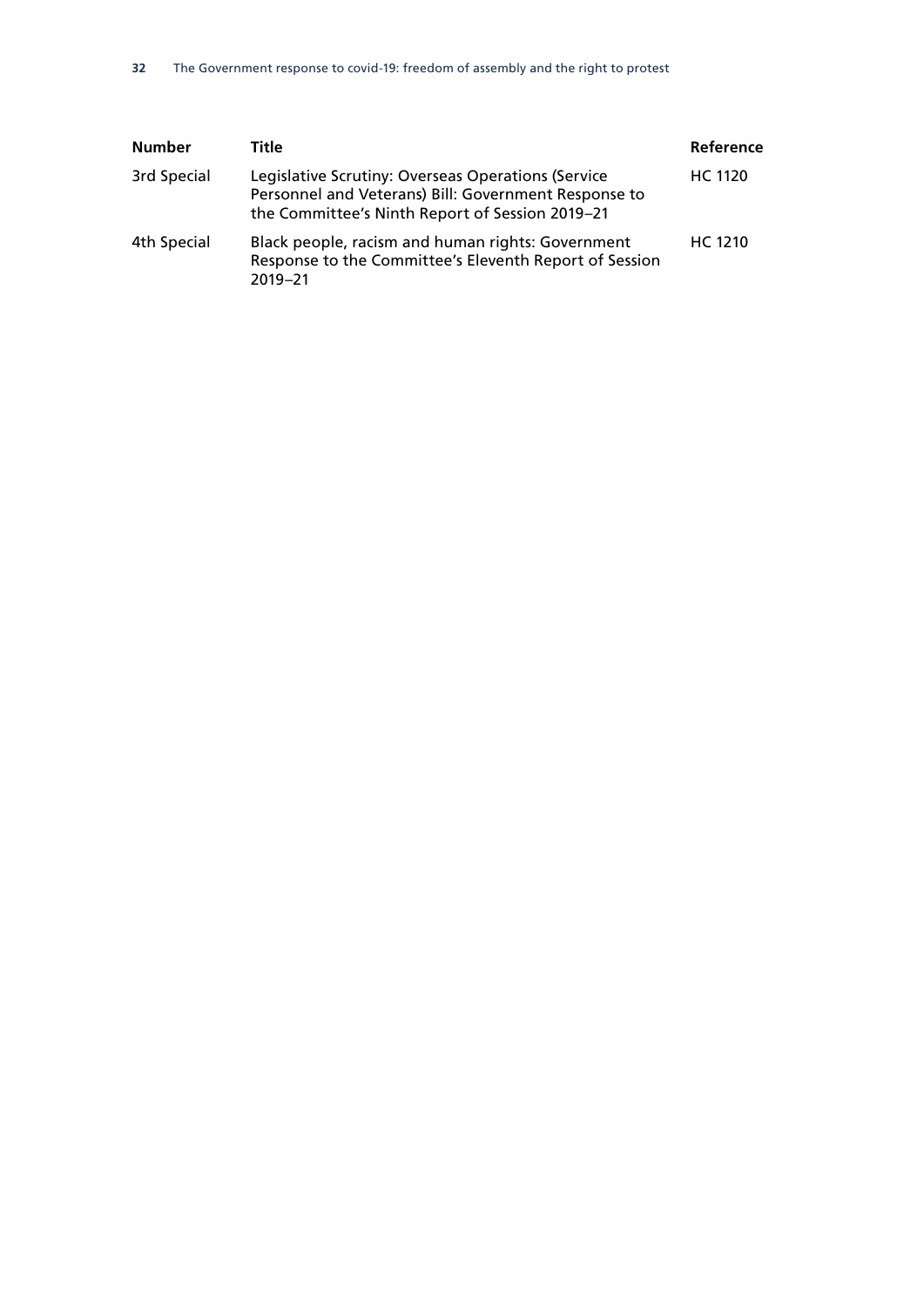| Number | Title | Reference |
| --- | --- | --- |
| 3rd Special | Legislative Scrutiny: Overseas Operations (Service Personnel and Veterans) Bill: Government Response to the Committee's Ninth Report of Session 2019–21 | HC 1120 |
| 4th Special | Black people, racism and human rights: Government Response to the Committee's Eleventh Report of Session 2019–21 | HC 1210 |